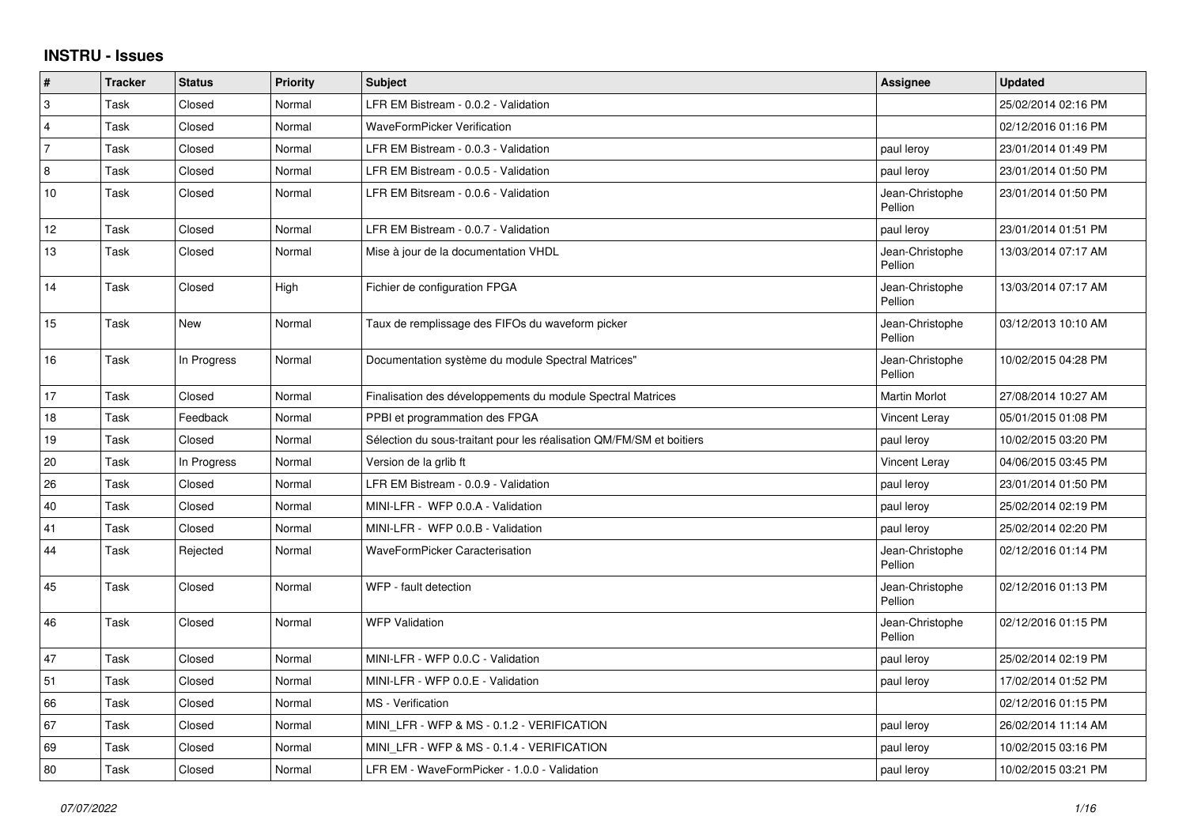# INSTRU - Issues

| # | Tracker | Status | Priority | Subject | Assignee | Updated |
|---|---|---|---|---|---|---|
| 3 | Task | Closed | Normal | LFR EM Bistream - 0.0.2 - Validation | | 25/02/2014 02:16 PM |
| 4 | Task | Closed | Normal | WaveFormPicker Verification | | 02/12/2016 01:16 PM |
| 7 | Task | Closed | Normal | LFR EM Bistream - 0.0.3 - Validation | paul leroy | 23/01/2014 01:49 PM |
| 8 | Task | Closed | Normal | LFR EM Bistream - 0.0.5 - Validation | paul leroy | 23/01/2014 01:50 PM |
| 10 | Task | Closed | Normal | LFR EM Bitsream - 0.0.6 - Validation | Jean-Christophe Pellion | 23/01/2014 01:50 PM |
| 12 | Task | Closed | Normal | LFR EM Bistream - 0.0.7 - Validation | paul leroy | 23/01/2014 01:51 PM |
| 13 | Task | Closed | Normal | Mise à jour de la documentation VHDL | Jean-Christophe Pellion | 13/03/2014 07:17 AM |
| 14 | Task | Closed | High | Fichier de configuration FPGA | Jean-Christophe Pellion | 13/03/2014 07:17 AM |
| 15 | Task | New | Normal | Taux de remplissage des FIFOs du waveform picker | Jean-Christophe Pellion | 03/12/2013 10:10 AM |
| 16 | Task | In Progress | Normal | Documentation système du module Spectral Matrices" | Jean-Christophe Pellion | 10/02/2015 04:28 PM |
| 17 | Task | Closed | Normal | Finalisation des développements du module Spectral Matrices | Martin Morlot | 27/08/2014 10:27 AM |
| 18 | Task | Feedback | Normal | PPBI et programmation des FPGA | Vincent Leray | 05/01/2015 01:08 PM |
| 19 | Task | Closed | Normal | Sélection du sous-traitant pour les réalisation QM/FM/SM et boitiers | paul leroy | 10/02/2015 03:20 PM |
| 20 | Task | In Progress | Normal | Version de la grlib ft | Vincent Leray | 04/06/2015 03:45 PM |
| 26 | Task | Closed | Normal | LFR EM Bistream - 0.0.9 - Validation | paul leroy | 23/01/2014 01:50 PM |
| 40 | Task | Closed | Normal | MINI-LFR - WFP 0.0.A - Validation | paul leroy | 25/02/2014 02:19 PM |
| 41 | Task | Closed | Normal | MINI-LFR - WFP 0.0.B - Validation | paul leroy | 25/02/2014 02:20 PM |
| 44 | Task | Rejected | Normal | WaveFormPicker Caracterisation | Jean-Christophe Pellion | 02/12/2016 01:14 PM |
| 45 | Task | Closed | Normal | WFP - fault detection | Jean-Christophe Pellion | 02/12/2016 01:13 PM |
| 46 | Task | Closed | Normal | WFP Validation | Jean-Christophe Pellion | 02/12/2016 01:15 PM |
| 47 | Task | Closed | Normal | MINI-LFR - WFP 0.0.C - Validation | paul leroy | 25/02/2014 02:19 PM |
| 51 | Task | Closed | Normal | MINI-LFR - WFP 0.0.E - Validation | paul leroy | 17/02/2014 01:52 PM |
| 66 | Task | Closed | Normal | MS - Verification | | 02/12/2016 01:15 PM |
| 67 | Task | Closed | Normal | MINI_LFR - WFP & MS - 0.1.2 - VERIFICATION | paul leroy | 26/02/2014 11:14 AM |
| 69 | Task | Closed | Normal | MINI_LFR - WFP & MS - 0.1.4 - VERIFICATION | paul leroy | 10/02/2015 03:16 PM |
| 80 | Task | Closed | Normal | LFR EM - WaveFormPicker - 1.0.0 - Validation | paul leroy | 10/02/2015 03:21 PM |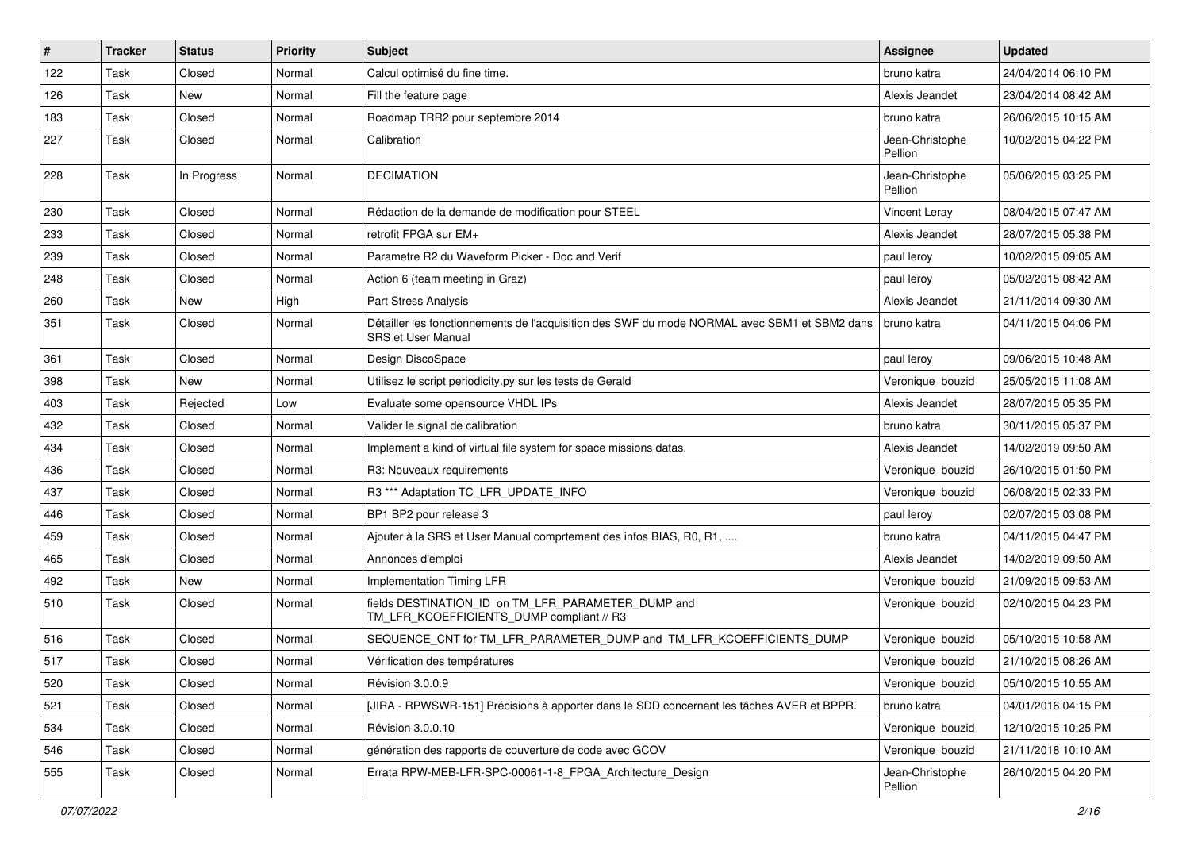| # | Tracker | Status | Priority | Subject | Assignee | Updated |
|---|---|---|---|---|---|---|
| 122 | Task | Closed | Normal | Calcul optimisé du fine time. | bruno katra | 24/04/2014 06:10 PM |
| 126 | Task | New | Normal | Fill the feature page | Alexis Jeandet | 23/04/2014 08:42 AM |
| 183 | Task | Closed | Normal | Roadmap TRR2 pour septembre 2014 | bruno katra | 26/06/2015 10:15 AM |
| 227 | Task | Closed | Normal | Calibration | Jean-Christophe Pellion | 10/02/2015 04:22 PM |
| 228 | Task | In Progress | Normal | DECIMATION | Jean-Christophe Pellion | 05/06/2015 03:25 PM |
| 230 | Task | Closed | Normal | Rédaction de la demande de modification pour STEEL | Vincent Leray | 08/04/2015 07:47 AM |
| 233 | Task | Closed | Normal | retrofit FPGA sur EM+ | Alexis Jeandet | 28/07/2015 05:38 PM |
| 239 | Task | Closed | Normal | Parametre R2 du Waveform Picker - Doc and Verif | paul leroy | 10/02/2015 09:05 AM |
| 248 | Task | Closed | Normal | Action 6 (team meeting in Graz) | paul leroy | 05/02/2015 08:42 AM |
| 260 | Task | New | High | Part Stress Analysis | Alexis Jeandet | 21/11/2014 09:30 AM |
| 351 | Task | Closed | Normal | Détailler les fonctionnements de l'acquisition des SWF du mode NORMAL avec SBM1 et SBM2 dans SRS et User Manual | bruno katra | 04/11/2015 04:06 PM |
| 361 | Task | Closed | Normal | Design DiscoSpace | paul leroy | 09/06/2015 10:48 AM |
| 398 | Task | New | Normal | Utilisez le script periodicity.py sur les tests de Gerald | Veronique bouzid | 25/05/2015 11:08 AM |
| 403 | Task | Rejected | Low | Evaluate some opensource VHDL IPs | Alexis Jeandet | 28/07/2015 05:35 PM |
| 432 | Task | Closed | Normal | Valider le signal de calibration | bruno katra | 30/11/2015 05:37 PM |
| 434 | Task | Closed | Normal | Implement a kind of virtual file system for space missions datas. | Alexis Jeandet | 14/02/2019 09:50 AM |
| 436 | Task | Closed | Normal | R3: Nouveaux requirements | Veronique bouzid | 26/10/2015 01:50 PM |
| 437 | Task | Closed | Normal | R3 *** Adaptation TC_LFR_UPDATE_INFO | Veronique bouzid | 06/08/2015 02:33 PM |
| 446 | Task | Closed | Normal | BP1 BP2 pour release 3 | paul leroy | 02/07/2015 03:08 PM |
| 459 | Task | Closed | Normal | Ajouter à la SRS et User Manual comprtement des infos BIAS, R0, R1, .... | bruno katra | 04/11/2015 04:47 PM |
| 465 | Task | Closed | Normal | Annonces d'emploi | Alexis Jeandet | 14/02/2019 09:50 AM |
| 492 | Task | New | Normal | Implementation Timing LFR | Veronique bouzid | 21/09/2015 09:53 AM |
| 510 | Task | Closed | Normal | fields DESTINATION_ID on TM_LFR_PARAMETER_DUMP and TM_LFR_KCOEFFICIENTS_DUMP compliant // R3 | Veronique bouzid | 02/10/2015 04:23 PM |
| 516 | Task | Closed | Normal | SEQUENCE_CNT for TM_LFR_PARAMETER_DUMP and TM_LFR_KCOEFFICIENTS_DUMP | Veronique bouzid | 05/10/2015 10:58 AM |
| 517 | Task | Closed | Normal | Vérification des températures | Veronique bouzid | 21/10/2015 08:26 AM |
| 520 | Task | Closed | Normal | Révision 3.0.0.9 | Veronique bouzid | 05/10/2015 10:55 AM |
| 521 | Task | Closed | Normal | [JIRA - RPWSWR-151] Précisions à apporter dans le SDD concernant les tâches AVER et BPPR. | bruno katra | 04/01/2016 04:15 PM |
| 534 | Task | Closed | Normal | Révision 3.0.0.10 | Veronique bouzid | 12/10/2015 10:25 PM |
| 546 | Task | Closed | Normal | génération des rapports de couverture de code avec GCOV | Veronique bouzid | 21/11/2018 10:10 AM |
| 555 | Task | Closed | Normal | Errata RPW-MEB-LFR-SPC-00061-1-8_FPGA_Architecture_Design | Jean-Christophe Pellion | 26/10/2015 04:20 PM |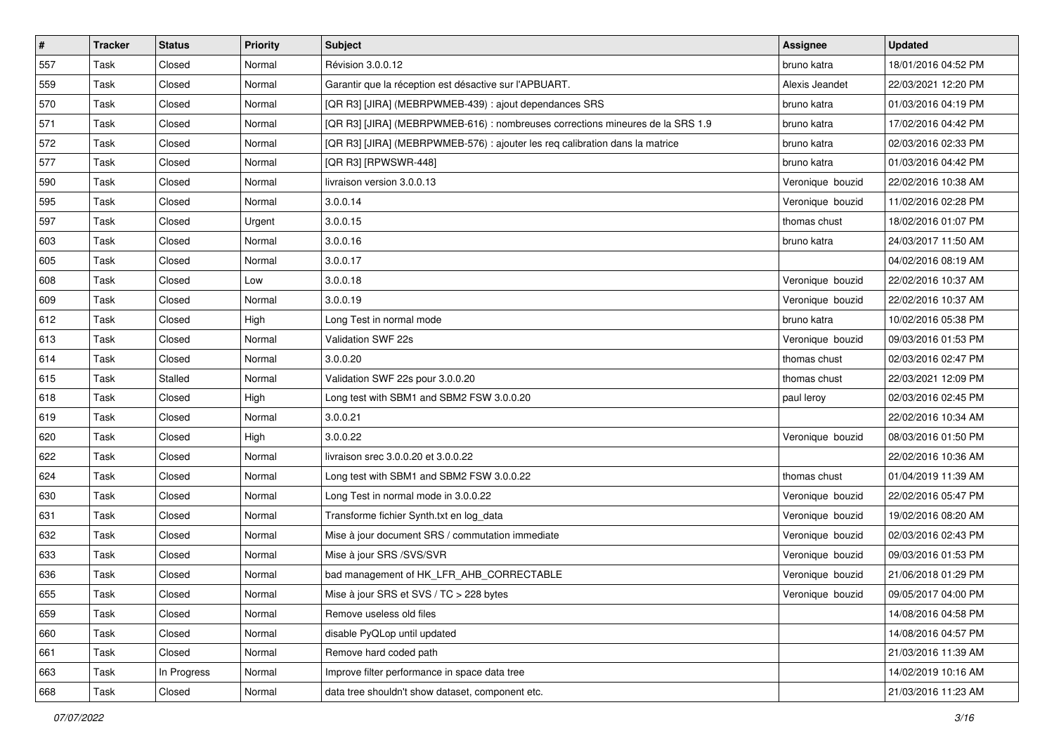| # | Tracker | Status | Priority | Subject | Assignee | Updated |
|---|---|---|---|---|---|---|
| 557 | Task | Closed | Normal | Révision 3.0.0.12 | bruno katra | 18/01/2016 04:52 PM |
| 559 | Task | Closed | Normal | Garantir que la réception est désactive sur l'APBUART. | Alexis Jeandet | 22/03/2021 12:20 PM |
| 570 | Task | Closed | Normal | [QR R3] [JIRA] (MEBRPWMEB-439) : ajout dependances SRS | bruno katra | 01/03/2016 04:19 PM |
| 571 | Task | Closed | Normal | [QR R3] [JIRA] (MEBRPWMEB-616) : nombreuses corrections mineures de la SRS 1.9 | bruno katra | 17/02/2016 04:42 PM |
| 572 | Task | Closed | Normal | [QR R3] [JIRA] (MEBRPWMEB-576) : ajouter les req calibration dans la matrice | bruno katra | 02/03/2016 02:33 PM |
| 577 | Task | Closed | Normal | [QR R3] [RPWSWR-448] | bruno katra | 01/03/2016 04:42 PM |
| 590 | Task | Closed | Normal | livraison version 3.0.0.13 | Veronique bouzid | 22/02/2016 10:38 AM |
| 595 | Task | Closed | Normal | 3.0.0.14 | Veronique bouzid | 11/02/2016 02:28 PM |
| 597 | Task | Closed | Urgent | 3.0.0.15 | thomas chust | 18/02/2016 01:07 PM |
| 603 | Task | Closed | Normal | 3.0.0.16 | bruno katra | 24/03/2017 11:50 AM |
| 605 | Task | Closed | Normal | 3.0.0.17 | | 04/02/2016 08:19 AM |
| 608 | Task | Closed | Low | 3.0.0.18 | Veronique bouzid | 22/02/2016 10:37 AM |
| 609 | Task | Closed | Normal | 3.0.0.19 | Veronique bouzid | 22/02/2016 10:37 AM |
| 612 | Task | Closed | High | Long Test in normal mode | bruno katra | 10/02/2016 05:38 PM |
| 613 | Task | Closed | Normal | Validation SWF 22s | Veronique bouzid | 09/03/2016 01:53 PM |
| 614 | Task | Closed | Normal | 3.0.0.20 | thomas chust | 02/03/2016 02:47 PM |
| 615 | Task | Stalled | Normal | Validation SWF 22s pour 3.0.0.20 | thomas chust | 22/03/2021 12:09 PM |
| 618 | Task | Closed | High | Long test with SBM1 and SBM2 FSW 3.0.0.20 | paul leroy | 02/03/2016 02:45 PM |
| 619 | Task | Closed | Normal | 3.0.0.21 | | 22/02/2016 10:34 AM |
| 620 | Task | Closed | High | 3.0.0.22 | Veronique bouzid | 08/03/2016 01:50 PM |
| 622 | Task | Closed | Normal | livraison srec 3.0.0.20 et 3.0.0.22 | | 22/02/2016 10:36 AM |
| 624 | Task | Closed | Normal | Long test with SBM1 and SBM2 FSW 3.0.0.22 | thomas chust | 01/04/2019 11:39 AM |
| 630 | Task | Closed | Normal | Long Test in normal mode in 3.0.0.22 | Veronique bouzid | 22/02/2016 05:47 PM |
| 631 | Task | Closed | Normal | Transforme fichier Synth.txt en log_data | Veronique bouzid | 19/02/2016 08:20 AM |
| 632 | Task | Closed | Normal | Mise à jour document SRS / commutation immediate | Veronique bouzid | 02/03/2016 02:43 PM |
| 633 | Task | Closed | Normal | Mise à jour SRS /SVS/SVR | Veronique bouzid | 09/03/2016 01:53 PM |
| 636 | Task | Closed | Normal | bad management of HK_LFR_AHB_CORRECTABLE | Veronique bouzid | 21/06/2018 01:29 PM |
| 655 | Task | Closed | Normal | Mise à jour SRS et SVS / TC > 228 bytes | Veronique bouzid | 09/05/2017 04:00 PM |
| 659 | Task | Closed | Normal | Remove useless old files | | 14/08/2016 04:58 PM |
| 660 | Task | Closed | Normal | disable PyQLop until updated | | 14/08/2016 04:57 PM |
| 661 | Task | Closed | Normal | Remove hard coded path | | 21/03/2016 11:39 AM |
| 663 | Task | In Progress | Normal | Improve filter performance in space data tree | | 14/02/2019 10:16 AM |
| 668 | Task | Closed | Normal | data tree shouldn't show dataset, component etc. | | 21/03/2016 11:23 AM |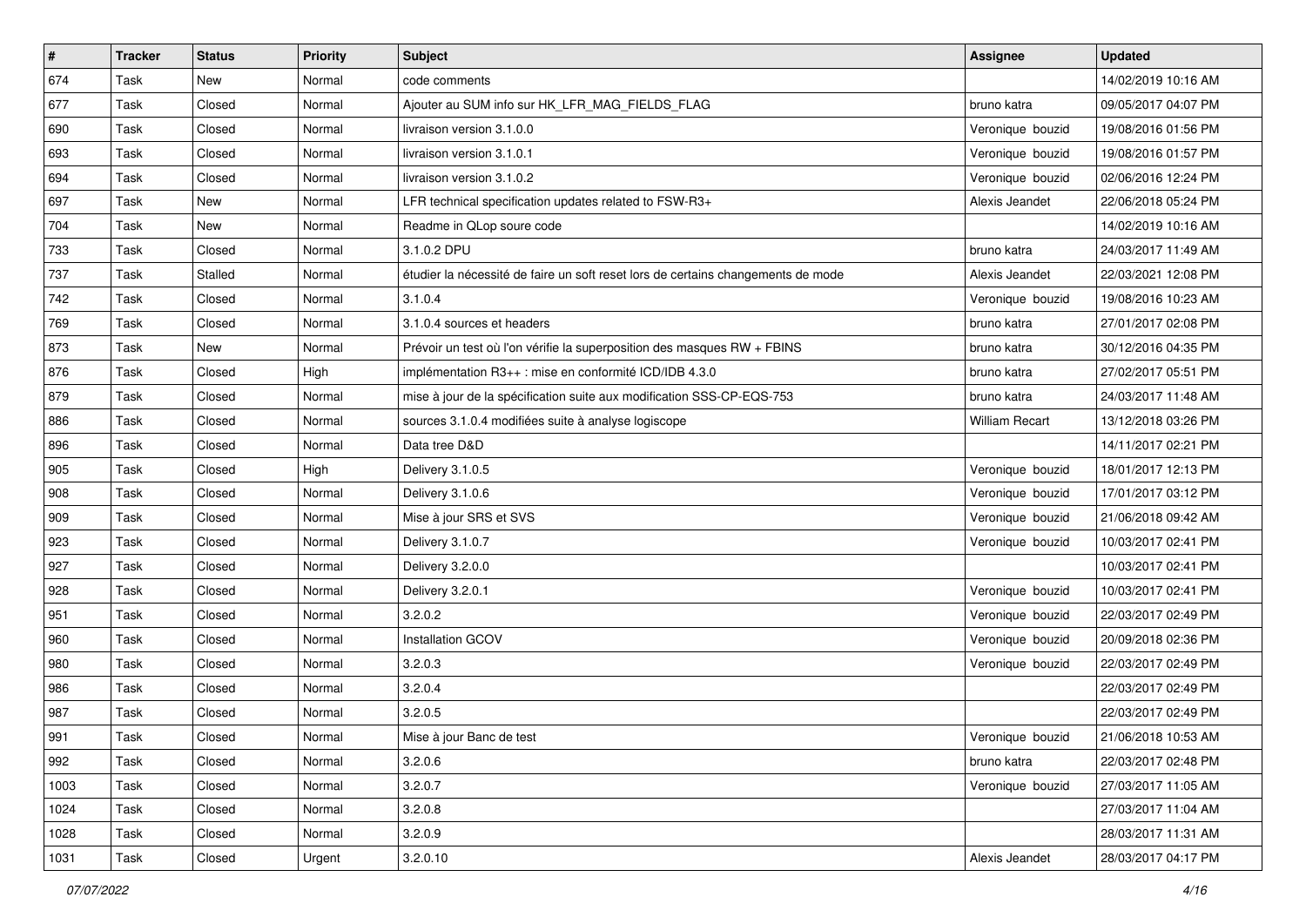| # | Tracker | Status | Priority | Subject | Assignee | Updated |
|---|---|---|---|---|---|---|
| 674 | Task | New | Normal | code comments | | 14/02/2019 10:16 AM |
| 677 | Task | Closed | Normal | Ajouter au SUM info sur HK_LFR_MAG_FIELDS_FLAG | bruno katra | 09/05/2017 04:07 PM |
| 690 | Task | Closed | Normal | livraison version 3.1.0.0 | Veronique bouzid | 19/08/2016 01:56 PM |
| 693 | Task | Closed | Normal | livraison version 3.1.0.1 | Veronique bouzid | 19/08/2016 01:57 PM |
| 694 | Task | Closed | Normal | livraison version 3.1.0.2 | Veronique bouzid | 02/06/2016 12:24 PM |
| 697 | Task | New | Normal | LFR technical specification updates related to FSW-R3+ | Alexis Jeandet | 22/06/2018 05:24 PM |
| 704 | Task | New | Normal | Readme in QLop soure code | | 14/02/2019 10:16 AM |
| 733 | Task | Closed | Normal | 3.1.0.2 DPU | bruno katra | 24/03/2017 11:49 AM |
| 737 | Task | Stalled | Normal | étudier la nécessité de faire un soft reset lors de certains changements de mode | Alexis Jeandet | 22/03/2021 12:08 PM |
| 742 | Task | Closed | Normal | 3.1.0.4 | Veronique bouzid | 19/08/2016 10:23 AM |
| 769 | Task | Closed | Normal | 3.1.0.4 sources et headers | bruno katra | 27/01/2017 02:08 PM |
| 873 | Task | New | Normal | Prévoir un test où l'on vérifie la superposition des masques RW + FBINS | bruno katra | 30/12/2016 04:35 PM |
| 876 | Task | Closed | High | implémentation R3++ : mise en conformité ICD/IDB 4.3.0 | bruno katra | 27/02/2017 05:51 PM |
| 879 | Task | Closed | Normal | mise à jour de la spécification suite aux modification SSS-CP-EQS-753 | bruno katra | 24/03/2017 11:48 AM |
| 886 | Task | Closed | Normal | sources 3.1.0.4 modifiées suite à analyse logiscope | William Recart | 13/12/2018 03:26 PM |
| 896 | Task | Closed | Normal | Data tree D&D | | 14/11/2017 02:21 PM |
| 905 | Task | Closed | High | Delivery 3.1.0.5 | Veronique bouzid | 18/01/2017 12:13 PM |
| 908 | Task | Closed | Normal | Delivery 3.1.0.6 | Veronique bouzid | 17/01/2017 03:12 PM |
| 909 | Task | Closed | Normal | Mise à jour SRS et SVS | Veronique bouzid | 21/06/2018 09:42 AM |
| 923 | Task | Closed | Normal | Delivery 3.1.0.7 | Veronique bouzid | 10/03/2017 02:41 PM |
| 927 | Task | Closed | Normal | Delivery 3.2.0.0 | | 10/03/2017 02:41 PM |
| 928 | Task | Closed | Normal | Delivery 3.2.0.1 | Veronique bouzid | 10/03/2017 02:41 PM |
| 951 | Task | Closed | Normal | 3.2.0.2 | Veronique bouzid | 22/03/2017 02:49 PM |
| 960 | Task | Closed | Normal | Installation GCOV | Veronique bouzid | 20/09/2018 02:36 PM |
| 980 | Task | Closed | Normal | 3.2.0.3 | Veronique bouzid | 22/03/2017 02:49 PM |
| 986 | Task | Closed | Normal | 3.2.0.4 | | 22/03/2017 02:49 PM |
| 987 | Task | Closed | Normal | 3.2.0.5 | | 22/03/2017 02:49 PM |
| 991 | Task | Closed | Normal | Mise à jour Banc de test | Veronique bouzid | 21/06/2018 10:53 AM |
| 992 | Task | Closed | Normal | 3.2.0.6 | bruno katra | 22/03/2017 02:48 PM |
| 1003 | Task | Closed | Normal | 3.2.0.7 | Veronique bouzid | 27/03/2017 11:05 AM |
| 1024 | Task | Closed | Normal | 3.2.0.8 | | 27/03/2017 11:04 AM |
| 1028 | Task | Closed | Normal | 3.2.0.9 | | 28/03/2017 11:31 AM |
| 1031 | Task | Closed | Urgent | 3.2.0.10 | Alexis Jeandet | 28/03/2017 04:17 PM |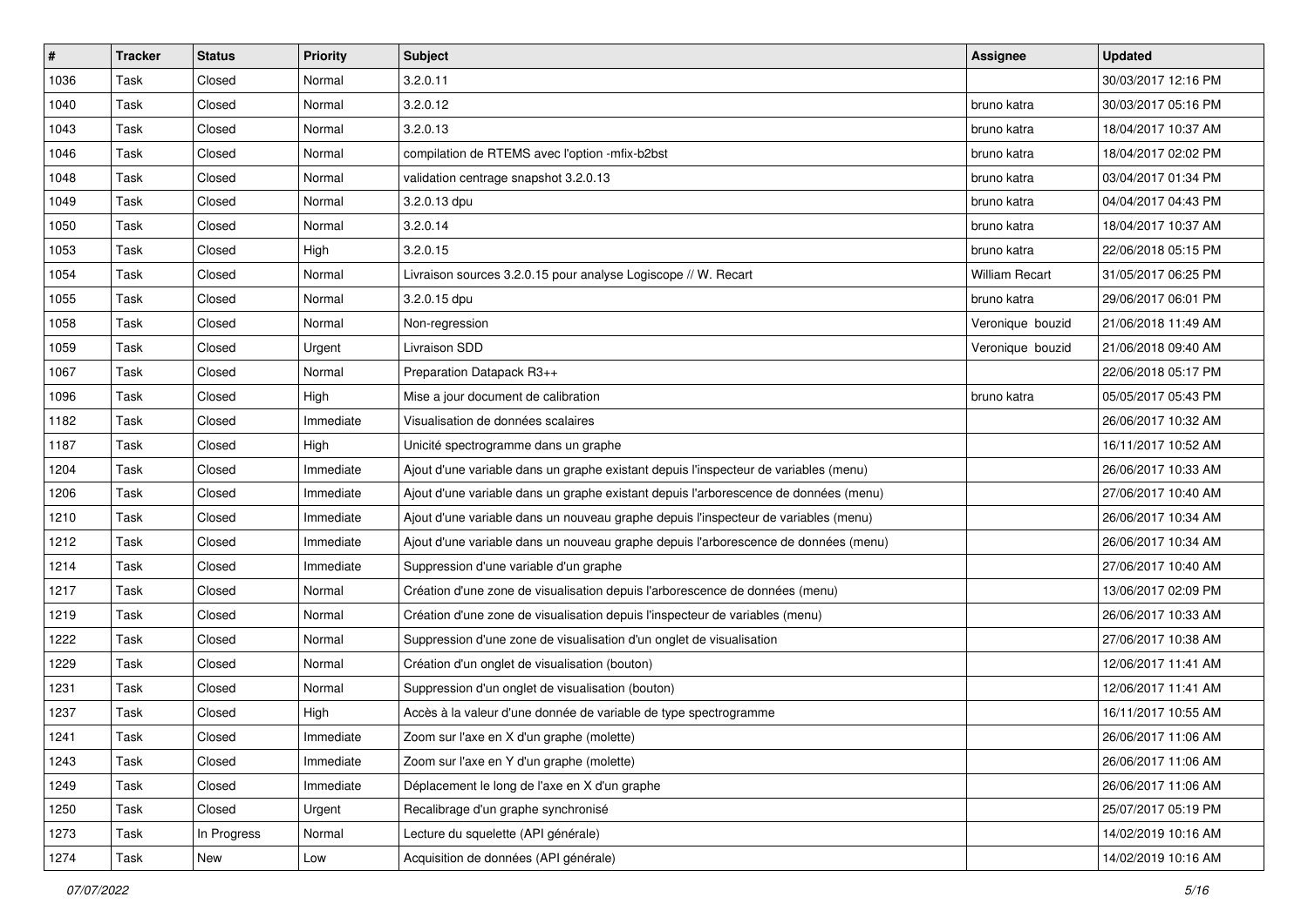| # | Tracker | Status | Priority | Subject | Assignee | Updated |
|---|---|---|---|---|---|---|
| 1036 | Task | Closed | Normal | 3.2.0.11 | | 30/03/2017 12:16 PM |
| 1040 | Task | Closed | Normal | 3.2.0.12 | bruno katra | 30/03/2017 05:16 PM |
| 1043 | Task | Closed | Normal | 3.2.0.13 | bruno katra | 18/04/2017 10:37 AM |
| 1046 | Task | Closed | Normal | compilation de RTEMS avec l'option -mfix-b2bst | bruno katra | 18/04/2017 02:02 PM |
| 1048 | Task | Closed | Normal | validation centrage snapshot 3.2.0.13 | bruno katra | 03/04/2017 01:34 PM |
| 1049 | Task | Closed | Normal | 3.2.0.13 dpu | bruno katra | 04/04/2017 04:43 PM |
| 1050 | Task | Closed | Normal | 3.2.0.14 | bruno katra | 18/04/2017 10:37 AM |
| 1053 | Task | Closed | High | 3.2.0.15 | bruno katra | 22/06/2018 05:15 PM |
| 1054 | Task | Closed | Normal | Livraison sources 3.2.0.15 pour analyse Logiscope // W. Recart | William Recart | 31/05/2017 06:25 PM |
| 1055 | Task | Closed | Normal | 3.2.0.15 dpu | bruno katra | 29/06/2017 06:01 PM |
| 1058 | Task | Closed | Normal | Non-regression | Veronique bouzid | 21/06/2018 11:49 AM |
| 1059 | Task | Closed | Urgent | Livraison SDD | Veronique bouzid | 21/06/2018 09:40 AM |
| 1067 | Task | Closed | Normal | Preparation Datapack R3++ | | 22/06/2018 05:17 PM |
| 1096 | Task | Closed | High | Mise a jour document de calibration | bruno katra | 05/05/2017 05:43 PM |
| 1182 | Task | Closed | Immediate | Visualisation de données scalaires | | 26/06/2017 10:32 AM |
| 1187 | Task | Closed | High | Unicité spectrogramme dans un graphe | | 16/11/2017 10:52 AM |
| 1204 | Task | Closed | Immediate | Ajout d'une variable dans un graphe existant depuis l'inspecteur de variables (menu) | | 26/06/2017 10:33 AM |
| 1206 | Task | Closed | Immediate | Ajout d'une variable dans un graphe existant depuis l'arborescence de données (menu) | | 27/06/2017 10:40 AM |
| 1210 | Task | Closed | Immediate | Ajout d'une variable dans un nouveau graphe depuis l'inspecteur de variables (menu) | | 26/06/2017 10:34 AM |
| 1212 | Task | Closed | Immediate | Ajout d'une variable dans un nouveau graphe depuis l'arborescence de données (menu) | | 26/06/2017 10:34 AM |
| 1214 | Task | Closed | Immediate | Suppression d'une variable d'un graphe | | 27/06/2017 10:40 AM |
| 1217 | Task | Closed | Normal | Création d'une zone de visualisation depuis l'arborescence de données (menu) | | 13/06/2017 02:09 PM |
| 1219 | Task | Closed | Normal | Création d'une zone de visualisation depuis l'inspecteur de variables (menu) | | 26/06/2017 10:33 AM |
| 1222 | Task | Closed | Normal | Suppression d'une zone de visualisation d'un onglet de visualisation | | 27/06/2017 10:38 AM |
| 1229 | Task | Closed | Normal | Création d'un onglet de visualisation (bouton) | | 12/06/2017 11:41 AM |
| 1231 | Task | Closed | Normal | Suppression d'un onglet de visualisation (bouton) | | 12/06/2017 11:41 AM |
| 1237 | Task | Closed | High | Accès à la valeur d'une donnée de variable de type spectrogramme | | 16/11/2017 10:55 AM |
| 1241 | Task | Closed | Immediate | Zoom sur l'axe en X d'un graphe (molette) | | 26/06/2017 11:06 AM |
| 1243 | Task | Closed | Immediate | Zoom sur l'axe en Y d'un graphe (molette) | | 26/06/2017 11:06 AM |
| 1249 | Task | Closed | Immediate | Déplacement le long de l'axe en X d'un graphe | | 26/06/2017 11:06 AM |
| 1250 | Task | Closed | Urgent | Recalibrage d'un graphe synchronisé | | 25/07/2017 05:19 PM |
| 1273 | Task | In Progress | Normal | Lecture du squelette (API générale) | | 14/02/2019 10:16 AM |
| 1274 | Task | New | Low | Acquisition de données (API générale) | | 14/02/2019 10:16 AM |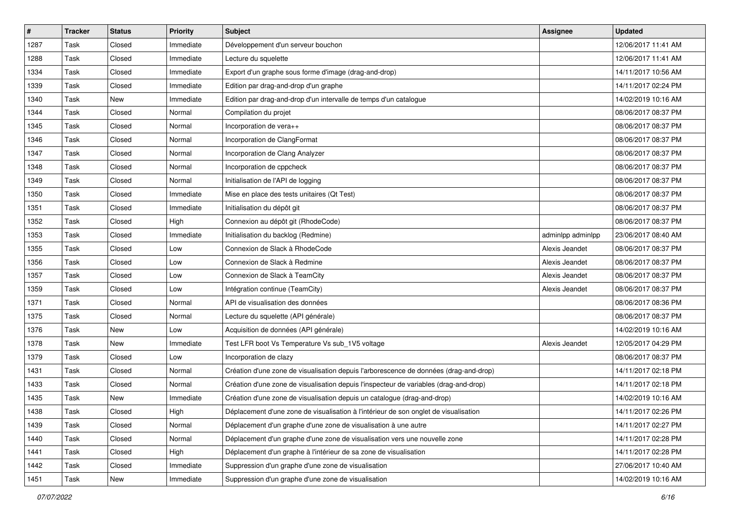| # | Tracker | Status | Priority | Subject | Assignee | Updated |
|---|---|---|---|---|---|---|
| 1287 | Task | Closed | Immediate | Développement d'un serveur bouchon | | 12/06/2017 11:41 AM |
| 1288 | Task | Closed | Immediate | Lecture du squelette | | 12/06/2017 11:41 AM |
| 1334 | Task | Closed | Immediate | Export d'un graphe sous forme d'image (drag-and-drop) | | 14/11/2017 10:56 AM |
| 1339 | Task | Closed | Immediate | Edition par drag-and-drop d'un graphe | | 14/11/2017 02:24 PM |
| 1340 | Task | New | Immediate | Edition par drag-and-drop d'un intervalle de temps d'un catalogue | | 14/02/2019 10:16 AM |
| 1344 | Task | Closed | Normal | Compilation du projet | | 08/06/2017 08:37 PM |
| 1345 | Task | Closed | Normal | Incorporation de vera++ | | 08/06/2017 08:37 PM |
| 1346 | Task | Closed | Normal | Incorporation de ClangFormat | | 08/06/2017 08:37 PM |
| 1347 | Task | Closed | Normal | Incorporation de Clang Analyzer | | 08/06/2017 08:37 PM |
| 1348 | Task | Closed | Normal | Incorporation de cppcheck | | 08/06/2017 08:37 PM |
| 1349 | Task | Closed | Normal | Initialisation de l'API de logging | | 08/06/2017 08:37 PM |
| 1350 | Task | Closed | Immediate | Mise en place des tests unitaires (Qt Test) | | 08/06/2017 08:37 PM |
| 1351 | Task | Closed | Immediate | Initialisation du dépôt git | | 08/06/2017 08:37 PM |
| 1352 | Task | Closed | High | Connexion au dépôt git (RhodeCode) | | 08/06/2017 08:37 PM |
| 1353 | Task | Closed | Immediate | Initialisation du backlog (Redmine) | adminlpp adminlpp | 23/06/2017 08:40 AM |
| 1355 | Task | Closed | Low | Connexion de Slack à RhodeCode | Alexis Jeandet | 08/06/2017 08:37 PM |
| 1356 | Task | Closed | Low | Connexion de Slack à Redmine | Alexis Jeandet | 08/06/2017 08:37 PM |
| 1357 | Task | Closed | Low | Connexion de Slack à TeamCity | Alexis Jeandet | 08/06/2017 08:37 PM |
| 1359 | Task | Closed | Low | Intégration continue (TeamCity) | Alexis Jeandet | 08/06/2017 08:37 PM |
| 1371 | Task | Closed | Normal | API de visualisation des données | | 08/06/2017 08:36 PM |
| 1375 | Task | Closed | Normal | Lecture du squelette (API générale) | | 08/06/2017 08:37 PM |
| 1376 | Task | New | Low | Acquisition de données (API générale) | | 14/02/2019 10:16 AM |
| 1378 | Task | New | Immediate | Test LFR boot Vs Temperature Vs sub_1V5 voltage | Alexis Jeandet | 12/05/2017 04:29 PM |
| 1379 | Task | Closed | Low | Incorporation de clazy | | 08/06/2017 08:37 PM |
| 1431 | Task | Closed | Normal | Création d'une zone de visualisation depuis l'arborescence de données (drag-and-drop) | | 14/11/2017 02:18 PM |
| 1433 | Task | Closed | Normal | Création d'une zone de visualisation depuis l'inspecteur de variables (drag-and-drop) | | 14/11/2017 02:18 PM |
| 1435 | Task | New | Immediate | Création d'une zone de visualisation depuis un catalogue (drag-and-drop) | | 14/02/2019 10:16 AM |
| 1438 | Task | Closed | High | Déplacement d'une zone de visualisation à l'intérieur de son onglet de visualisation | | 14/11/2017 02:26 PM |
| 1439 | Task | Closed | Normal | Déplacement d'un graphe d'une zone de visualisation à une autre | | 14/11/2017 02:27 PM |
| 1440 | Task | Closed | Normal | Déplacement d'un graphe d'une zone de visualisation vers une nouvelle zone | | 14/11/2017 02:28 PM |
| 1441 | Task | Closed | High | Déplacement d'un graphe à l'intérieur de sa zone de visualisation | | 14/11/2017 02:28 PM |
| 1442 | Task | Closed | Immediate | Suppression d'un graphe d'une zone de visualisation | | 27/06/2017 10:40 AM |
| 1451 | Task | New | Immediate | Suppression d'un graphe d'une zone de visualisation | | 14/02/2019 10:16 AM |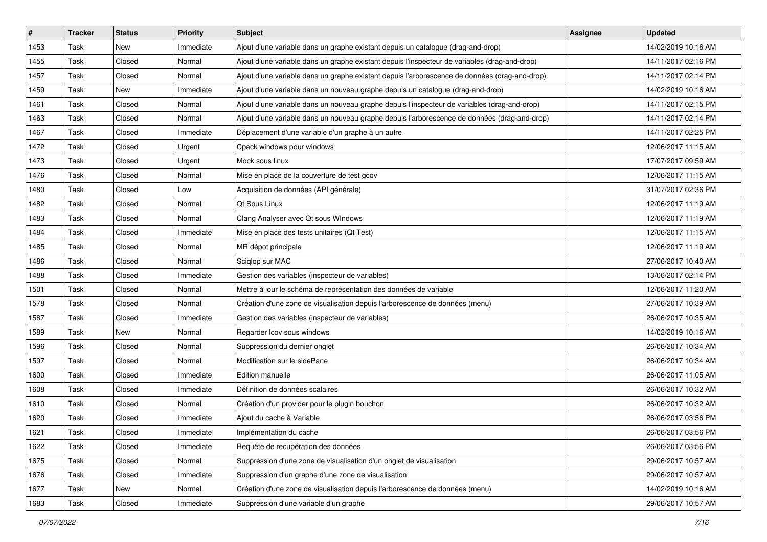| # | Tracker | Status | Priority | Subject | Assignee | Updated |
|---|---|---|---|---|---|---|
| 1453 | Task | New | Immediate | Ajout d'une variable dans un graphe existant depuis un catalogue (drag-and-drop) | | 14/02/2019 10:16 AM |
| 1455 | Task | Closed | Normal | Ajout d'une variable dans un graphe existant depuis l'inspecteur de variables (drag-and-drop) | | 14/11/2017 02:16 PM |
| 1457 | Task | Closed | Normal | Ajout d'une variable dans un graphe existant depuis l'arborescence de données (drag-and-drop) | | 14/11/2017 02:14 PM |
| 1459 | Task | New | Immediate | Ajout d'une variable dans un nouveau graphe depuis un catalogue (drag-and-drop) | | 14/02/2019 10:16 AM |
| 1461 | Task | Closed | Normal | Ajout d'une variable dans un nouveau graphe depuis l'inspecteur de variables (drag-and-drop) | | 14/11/2017 02:15 PM |
| 1463 | Task | Closed | Normal | Ajout d'une variable dans un nouveau graphe depuis l'arborescence de données (drag-and-drop) | | 14/11/2017 02:14 PM |
| 1467 | Task | Closed | Immediate | Déplacement d'une variable d'un graphe à un autre | | 14/11/2017 02:25 PM |
| 1472 | Task | Closed | Urgent | Cpack windows pour windows | | 12/06/2017 11:15 AM |
| 1473 | Task | Closed | Urgent | Mock sous linux | | 17/07/2017 09:59 AM |
| 1476 | Task | Closed | Normal | Mise en place de la couverture de test gcov | | 12/06/2017 11:15 AM |
| 1480 | Task | Closed | Low | Acquisition de données (API générale) | | 31/07/2017 02:36 PM |
| 1482 | Task | Closed | Normal | Qt Sous Linux | | 12/06/2017 11:19 AM |
| 1483 | Task | Closed | Normal | Clang Analyser avec Qt sous WIndows | | 12/06/2017 11:19 AM |
| 1484 | Task | Closed | Immediate | Mise en place des tests unitaires (Qt Test) | | 12/06/2017 11:15 AM |
| 1485 | Task | Closed | Normal | MR dépot principale | | 12/06/2017 11:19 AM |
| 1486 | Task | Closed | Normal | Sciqlop sur MAC | | 27/06/2017 10:40 AM |
| 1488 | Task | Closed | Immediate | Gestion des variables (inspecteur de variables) | | 13/06/2017 02:14 PM |
| 1501 | Task | Closed | Normal | Mettre à jour le schéma de représentation des données de variable | | 12/06/2017 11:20 AM |
| 1578 | Task | Closed | Normal | Création d'une zone de visualisation depuis l'arborescence de données (menu) | | 27/06/2017 10:39 AM |
| 1587 | Task | Closed | Immediate | Gestion des variables (inspecteur de variables) | | 26/06/2017 10:35 AM |
| 1589 | Task | New | Normal | Regarder lcov sous windows | | 14/02/2019 10:16 AM |
| 1596 | Task | Closed | Normal | Suppression du dernier onglet | | 26/06/2017 10:34 AM |
| 1597 | Task | Closed | Normal | Modification sur le sidePane | | 26/06/2017 10:34 AM |
| 1600 | Task | Closed | Immediate | Edition manuelle | | 26/06/2017 11:05 AM |
| 1608 | Task | Closed | Immediate | Définition de données scalaires | | 26/06/2017 10:32 AM |
| 1610 | Task | Closed | Normal | Création d'un provider pour le plugin bouchon | | 26/06/2017 10:32 AM |
| 1620 | Task | Closed | Immediate | Ajout du cache à Variable | | 26/06/2017 03:56 PM |
| 1621 | Task | Closed | Immediate | Implémentation du cache | | 26/06/2017 03:56 PM |
| 1622 | Task | Closed | Immediate | Requête de recupération des données | | 26/06/2017 03:56 PM |
| 1675 | Task | Closed | Normal | Suppression d'une zone de visualisation d'un onglet de visualisation | | 29/06/2017 10:57 AM |
| 1676 | Task | Closed | Immediate | Suppression d'un graphe d'une zone de visualisation | | 29/06/2017 10:57 AM |
| 1677 | Task | New | Normal | Création d'une zone de visualisation depuis l'arborescence de données (menu) | | 14/02/2019 10:16 AM |
| 1683 | Task | Closed | Immediate | Suppression d'une variable d'un graphe | | 29/06/2017 10:57 AM |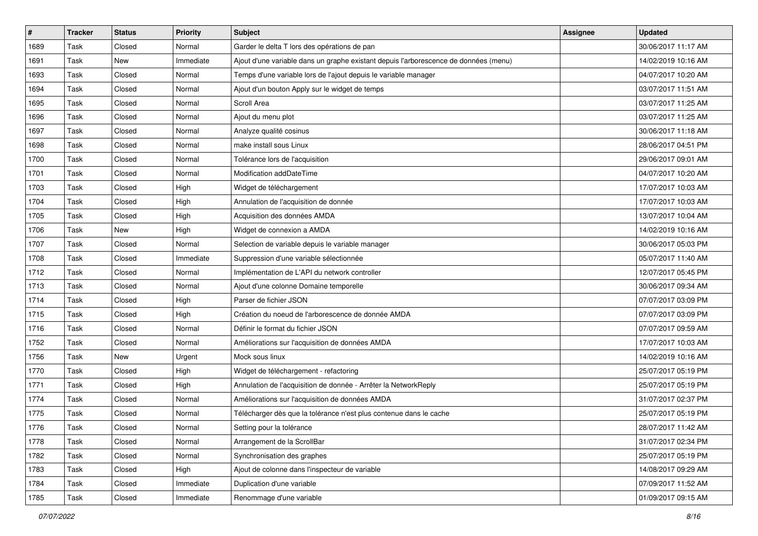| # | Tracker | Status | Priority | Subject | Assignee | Updated |
|---|---|---|---|---|---|---|
| 1689 | Task | Closed | Normal | Garder le delta T lors des opérations de pan | | 30/06/2017 11:17 AM |
| 1691 | Task | New | Immediate | Ajout d'une variable dans un graphe existant depuis l'arborescence de données (menu) | | 14/02/2019 10:16 AM |
| 1693 | Task | Closed | Normal | Temps d'une variable lors de l'ajout depuis le variable manager | | 04/07/2017 10:20 AM |
| 1694 | Task | Closed | Normal | Ajout d'un bouton Apply sur le widget de temps | | 03/07/2017 11:51 AM |
| 1695 | Task | Closed | Normal | Scroll Area | | 03/07/2017 11:25 AM |
| 1696 | Task | Closed | Normal | Ajout du menu plot | | 03/07/2017 11:25 AM |
| 1697 | Task | Closed | Normal | Analyze qualité cosinus | | 30/06/2017 11:18 AM |
| 1698 | Task | Closed | Normal | make install sous Linux | | 28/06/2017 04:51 PM |
| 1700 | Task | Closed | Normal | Tolérance lors de l'acquisition | | 29/06/2017 09:01 AM |
| 1701 | Task | Closed | Normal | Modification addDateTime | | 04/07/2017 10:20 AM |
| 1703 | Task | Closed | High | Widget de téléchargement | | 17/07/2017 10:03 AM |
| 1704 | Task | Closed | High | Annulation de l'acquisition de donnée | | 17/07/2017 10:03 AM |
| 1705 | Task | Closed | High | Acquisition des données AMDA | | 13/07/2017 10:04 AM |
| 1706 | Task | New | High | Widget de connexion a AMDA | | 14/02/2019 10:16 AM |
| 1707 | Task | Closed | Normal | Selection de variable depuis le variable manager | | 30/06/2017 05:03 PM |
| 1708 | Task | Closed | Immediate | Suppression d'une variable sélectionnée | | 05/07/2017 11:40 AM |
| 1712 | Task | Closed | Normal | Implémentation de L'API du network controller | | 12/07/2017 05:45 PM |
| 1713 | Task | Closed | Normal | Ajout d'une colonne Domaine temporelle | | 30/06/2017 09:34 AM |
| 1714 | Task | Closed | High | Parser de fichier JSON | | 07/07/2017 03:09 PM |
| 1715 | Task | Closed | High | Création du noeud de l'arborescence de donnée AMDA | | 07/07/2017 03:09 PM |
| 1716 | Task | Closed | Normal | Définir le format du fichier JSON | | 07/07/2017 09:59 AM |
| 1752 | Task | Closed | Normal | Améliorations sur l'acquisition de données AMDA | | 17/07/2017 10:03 AM |
| 1756 | Task | New | Urgent | Mock sous linux | | 14/02/2019 10:16 AM |
| 1770 | Task | Closed | High | Widget de téléchargement - refactoring | | 25/07/2017 05:19 PM |
| 1771 | Task | Closed | High | Annulation de l'acquisition de donnée - Arrêter la NetworkReply | | 25/07/2017 05:19 PM |
| 1774 | Task | Closed | Normal | Améliorations sur l'acquisition de données AMDA | | 31/07/2017 02:37 PM |
| 1775 | Task | Closed | Normal | Télécharger dès que la tolérance n'est plus contenue dans le cache | | 25/07/2017 05:19 PM |
| 1776 | Task | Closed | Normal | Setting pour la tolérance | | 28/07/2017 11:42 AM |
| 1778 | Task | Closed | Normal | Arrangement de la ScrollBar | | 31/07/2017 02:34 PM |
| 1782 | Task | Closed | Normal | Synchronisation des graphes | | 25/07/2017 05:19 PM |
| 1783 | Task | Closed | High | Ajout de colonne dans l'inspecteur de variable | | 14/08/2017 09:29 AM |
| 1784 | Task | Closed | Immediate | Duplication d'une variable | | 07/09/2017 11:52 AM |
| 1785 | Task | Closed | Immediate | Renommage d'une variable | | 01/09/2017 09:15 AM |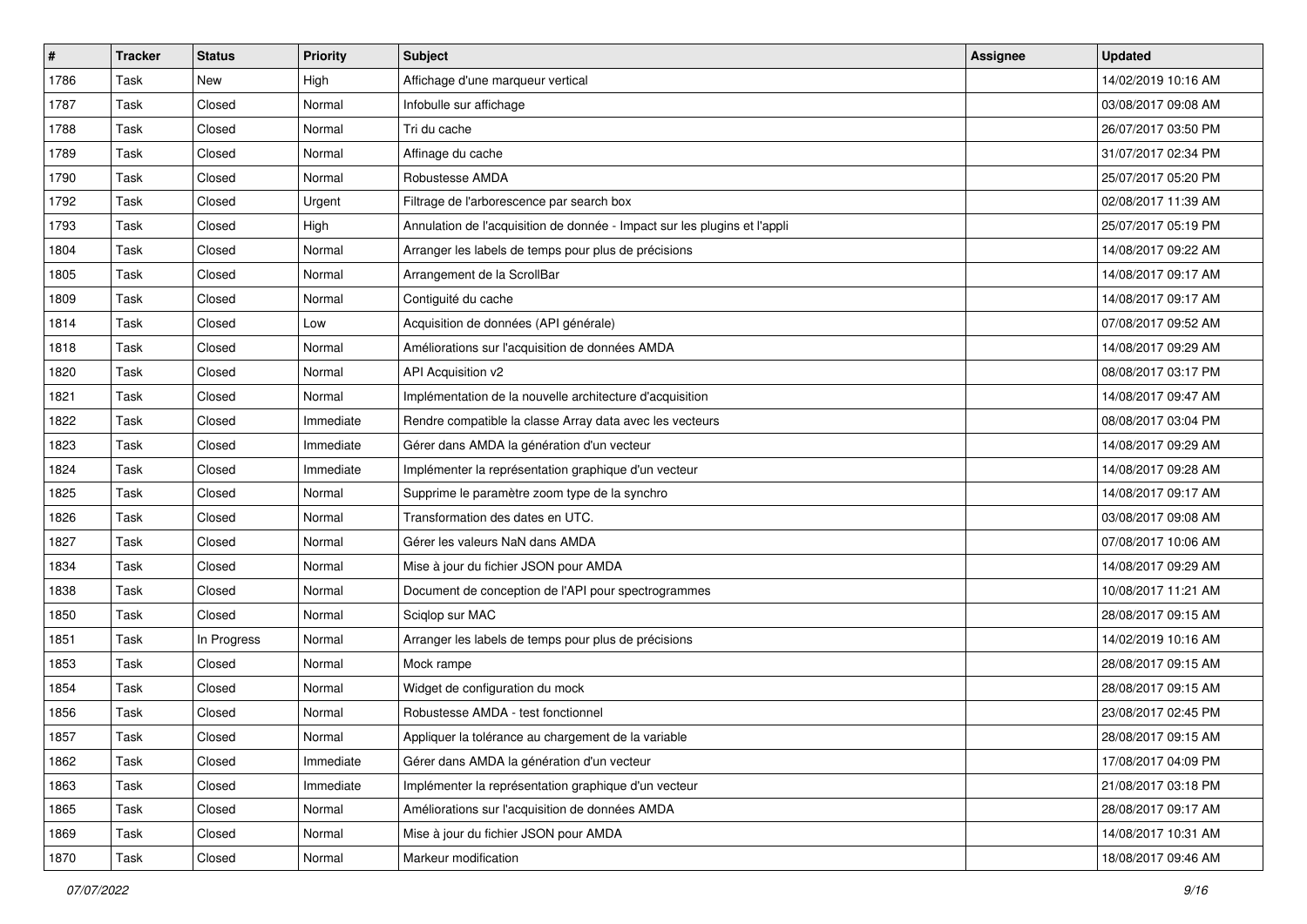| # | Tracker | Status | Priority | Subject | Assignee | Updated |
|---|---|---|---|---|---|---|
| 1786 | Task | New | High | Affichage d'une marqueur vertical | | 14/02/2019 10:16 AM |
| 1787 | Task | Closed | Normal | Infobulle sur affichage | | 03/08/2017 09:08 AM |
| 1788 | Task | Closed | Normal | Tri du cache | | 26/07/2017 03:50 PM |
| 1789 | Task | Closed | Normal | Affinage du cache | | 31/07/2017 02:34 PM |
| 1790 | Task | Closed | Normal | Robustesse AMDA | | 25/07/2017 05:20 PM |
| 1792 | Task | Closed | Urgent | Filtrage de l'arborescence par search box | | 02/08/2017 11:39 AM |
| 1793 | Task | Closed | High | Annulation de l'acquisition de donnée - Impact sur les plugins et l'appli | | 25/07/2017 05:19 PM |
| 1804 | Task | Closed | Normal | Arranger les labels de temps pour plus de précisions | | 14/08/2017 09:22 AM |
| 1805 | Task | Closed | Normal | Arrangement de la ScrollBar | | 14/08/2017 09:17 AM |
| 1809 | Task | Closed | Normal | Contiguité du cache | | 14/08/2017 09:17 AM |
| 1814 | Task | Closed | Low | Acquisition de données (API générale) | | 07/08/2017 09:52 AM |
| 1818 | Task | Closed | Normal | Améliorations sur l'acquisition de données AMDA | | 14/08/2017 09:29 AM |
| 1820 | Task | Closed | Normal | API Acquisition v2 | | 08/08/2017 03:17 PM |
| 1821 | Task | Closed | Normal | Implémentation de la nouvelle architecture d'acquisition | | 14/08/2017 09:47 AM |
| 1822 | Task | Closed | Immediate | Rendre compatible la classe Array data avec les vecteurs | | 08/08/2017 03:04 PM |
| 1823 | Task | Closed | Immediate | Gérer dans AMDA la génération d'un vecteur | | 14/08/2017 09:29 AM |
| 1824 | Task | Closed | Immediate | Implémenter la représentation graphique d'un vecteur | | 14/08/2017 09:28 AM |
| 1825 | Task | Closed | Normal | Supprime le paramètre zoom type de la synchro | | 14/08/2017 09:17 AM |
| 1826 | Task | Closed | Normal | Transformation des dates en UTC. | | 03/08/2017 09:08 AM |
| 1827 | Task | Closed | Normal | Gérer les valeurs NaN dans AMDA | | 07/08/2017 10:06 AM |
| 1834 | Task | Closed | Normal | Mise à jour du fichier JSON pour AMDA | | 14/08/2017 09:29 AM |
| 1838 | Task | Closed | Normal | Document de conception de l'API pour spectrogrammes | | 10/08/2017 11:21 AM |
| 1850 | Task | Closed | Normal | Sciqlop sur MAC | | 28/08/2017 09:15 AM |
| 1851 | Task | In Progress | Normal | Arranger les labels de temps pour plus de précisions | | 14/02/2019 10:16 AM |
| 1853 | Task | Closed | Normal | Mock rampe | | 28/08/2017 09:15 AM |
| 1854 | Task | Closed | Normal | Widget de configuration du mock | | 28/08/2017 09:15 AM |
| 1856 | Task | Closed | Normal | Robustesse AMDA - test fonctionnel | | 23/08/2017 02:45 PM |
| 1857 | Task | Closed | Normal | Appliquer la tolérance au chargement de la variable | | 28/08/2017 09:15 AM |
| 1862 | Task | Closed | Immediate | Gérer dans AMDA la génération d'un vecteur | | 17/08/2017 04:09 PM |
| 1863 | Task | Closed | Immediate | Implémenter la représentation graphique d'un vecteur | | 21/08/2017 03:18 PM |
| 1865 | Task | Closed | Normal | Améliorations sur l'acquisition de données AMDA | | 28/08/2017 09:17 AM |
| 1869 | Task | Closed | Normal | Mise à jour du fichier JSON pour AMDA | | 14/08/2017 10:31 AM |
| 1870 | Task | Closed | Normal | Markeur modification | | 18/08/2017 09:46 AM |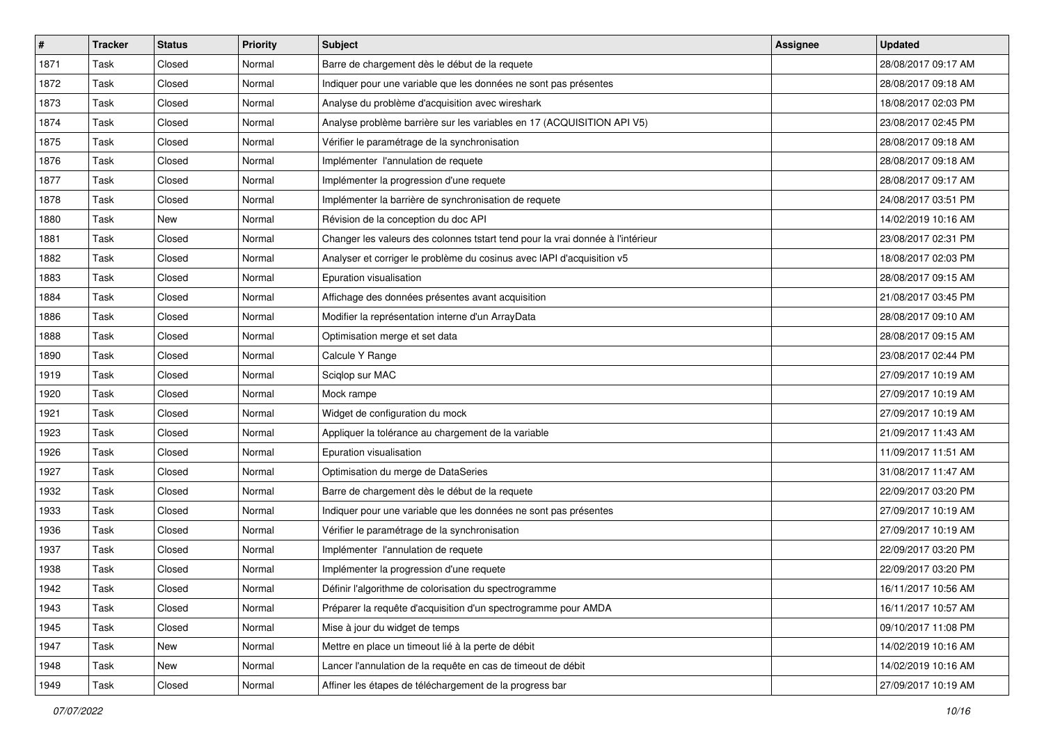| # | Tracker | Status | Priority | Subject | Assignee | Updated |
|---|---|---|---|---|---|---|
| 1871 | Task | Closed | Normal | Barre de chargement dès le début de la requete | | 28/08/2017 09:17 AM |
| 1872 | Task | Closed | Normal | Indiquer pour une variable que les données ne sont pas présentes | | 28/08/2017 09:18 AM |
| 1873 | Task | Closed | Normal | Analyse du problème d'acquisition avec wireshark | | 18/08/2017 02:03 PM |
| 1874 | Task | Closed | Normal | Analyse problème barrière sur les variables en 17 (ACQUISITION API V5) | | 23/08/2017 02:45 PM |
| 1875 | Task | Closed | Normal | Vérifier le paramétrage de la synchronisation | | 28/08/2017 09:18 AM |
| 1876 | Task | Closed | Normal | Implémenter  l'annulation de requete | | 28/08/2017 09:18 AM |
| 1877 | Task | Closed | Normal | Implémenter la progression d'une requete | | 28/08/2017 09:17 AM |
| 1878 | Task | Closed | Normal | Implémenter la barrière de synchronisation de requete | | 24/08/2017 03:51 PM |
| 1880 | Task | New | Normal | Révision de la conception du doc API | | 14/02/2019 10:16 AM |
| 1881 | Task | Closed | Normal | Changer les valeurs des colonnes tstart tend pour la vrai donnée à l'intérieur | | 23/08/2017 02:31 PM |
| 1882 | Task | Closed | Normal | Analyser et corriger le problème du cosinus avec lAPI d'acquisition v5 | | 18/08/2017 02:03 PM |
| 1883 | Task | Closed | Normal | Epuration visualisation | | 28/08/2017 09:15 AM |
| 1884 | Task | Closed | Normal | Affichage des données présentes avant acquisition | | 21/08/2017 03:45 PM |
| 1886 | Task | Closed | Normal | Modifier la représentation interne d'un ArrayData | | 28/08/2017 09:10 AM |
| 1888 | Task | Closed | Normal | Optimisation merge et set data | | 28/08/2017 09:15 AM |
| 1890 | Task | Closed | Normal | Calcule Y Range | | 23/08/2017 02:44 PM |
| 1919 | Task | Closed | Normal | Sciqlop sur MAC | | 27/09/2017 10:19 AM |
| 1920 | Task | Closed | Normal | Mock rampe | | 27/09/2017 10:19 AM |
| 1921 | Task | Closed | Normal | Widget de configuration du mock | | 27/09/2017 10:19 AM |
| 1923 | Task | Closed | Normal | Appliquer la tolérance au chargement de la variable | | 21/09/2017 11:43 AM |
| 1926 | Task | Closed | Normal | Epuration visualisation | | 11/09/2017 11:51 AM |
| 1927 | Task | Closed | Normal | Optimisation du merge de DataSeries | | 31/08/2017 11:47 AM |
| 1932 | Task | Closed | Normal | Barre de chargement dès le début de la requete | | 22/09/2017 03:20 PM |
| 1933 | Task | Closed | Normal | Indiquer pour une variable que les données ne sont pas présentes | | 27/09/2017 10:19 AM |
| 1936 | Task | Closed | Normal | Vérifier le paramétrage de la synchronisation | | 27/09/2017 10:19 AM |
| 1937 | Task | Closed | Normal | Implémenter  l'annulation de requete | | 22/09/2017 03:20 PM |
| 1938 | Task | Closed | Normal | Implémenter la progression d'une requete | | 22/09/2017 03:20 PM |
| 1942 | Task | Closed | Normal | Définir l'algorithme de colorisation du spectrogramme | | 16/11/2017 10:56 AM |
| 1943 | Task | Closed | Normal | Préparer la requête d'acquisition d'un spectrogramme pour AMDA | | 16/11/2017 10:57 AM |
| 1945 | Task | Closed | Normal | Mise à jour du widget de temps | | 09/10/2017 11:08 PM |
| 1947 | Task | New | Normal | Mettre en place un timeout lié à la perte de débit | | 14/02/2019 10:16 AM |
| 1948 | Task | New | Normal | Lancer l'annulation de la requête en cas de timeout de débit | | 14/02/2019 10:16 AM |
| 1949 | Task | Closed | Normal | Affiner les étapes de téléchargement de la progress bar | | 27/09/2017 10:19 AM |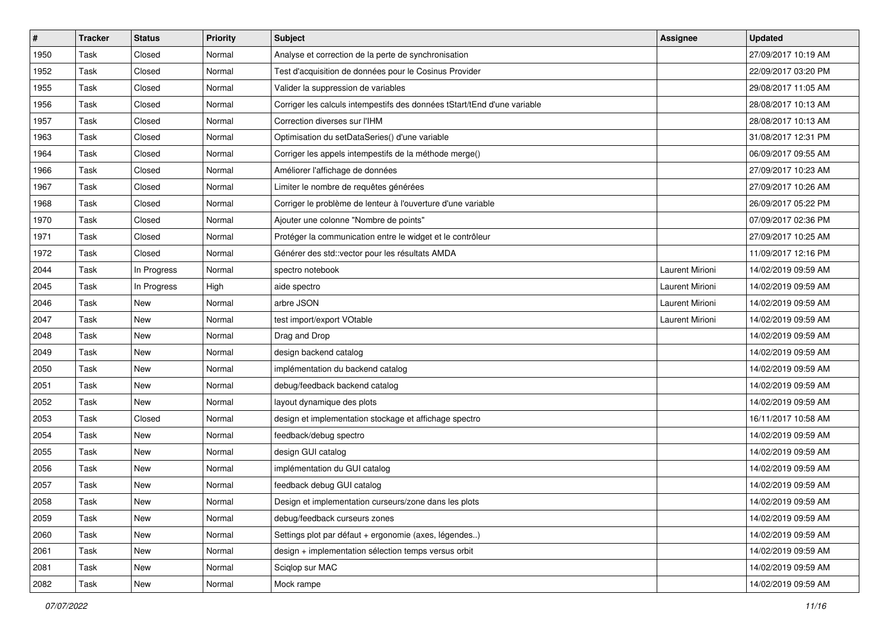| # | Tracker | Status | Priority | Subject | Assignee | Updated |
|---|---|---|---|---|---|---|
| 1950 | Task | Closed | Normal | Analyse et correction de la perte de synchronisation | | 27/09/2017 10:19 AM |
| 1952 | Task | Closed | Normal | Test d'acquisition de données pour le Cosinus Provider | | 22/09/2017 03:20 PM |
| 1955 | Task | Closed | Normal | Valider la suppression de variables | | 29/08/2017 11:05 AM |
| 1956 | Task | Closed | Normal | Corriger les calculs intempestifs des données tStart/tEnd d'une variable | | 28/08/2017 10:13 AM |
| 1957 | Task | Closed | Normal | Correction diverses sur l'IHM | | 28/08/2017 10:13 AM |
| 1963 | Task | Closed | Normal | Optimisation du setDataSeries() d'une variable | | 31/08/2017 12:31 PM |
| 1964 | Task | Closed | Normal | Corriger les appels intempestifs de la méthode merge() | | 06/09/2017 09:55 AM |
| 1966 | Task | Closed | Normal | Améliorer l'affichage de données | | 27/09/2017 10:23 AM |
| 1967 | Task | Closed | Normal | Limiter le nombre de requêtes générées | | 27/09/2017 10:26 AM |
| 1968 | Task | Closed | Normal | Corriger le problème de lenteur à l'ouverture d'une variable | | 26/09/2017 05:22 PM |
| 1970 | Task | Closed | Normal | Ajouter une colonne "Nombre de points" | | 07/09/2017 02:36 PM |
| 1971 | Task | Closed | Normal | Protéger la communication entre le widget et le contrôleur | | 27/09/2017 10:25 AM |
| 1972 | Task | Closed | Normal | Générer des std::vector pour les résultats AMDA | | 11/09/2017 12:16 PM |
| 2044 | Task | In Progress | Normal | spectro notebook | Laurent Mirioni | 14/02/2019 09:59 AM |
| 2045 | Task | In Progress | High | aide spectro | Laurent Mirioni | 14/02/2019 09:59 AM |
| 2046 | Task | New | Normal | arbre JSON | Laurent Mirioni | 14/02/2019 09:59 AM |
| 2047 | Task | New | Normal | test import/export VOtable | Laurent Mirioni | 14/02/2019 09:59 AM |
| 2048 | Task | New | Normal | Drag and Drop | | 14/02/2019 09:59 AM |
| 2049 | Task | New | Normal | design backend catalog | | 14/02/2019 09:59 AM |
| 2050 | Task | New | Normal | implémentation du backend catalog | | 14/02/2019 09:59 AM |
| 2051 | Task | New | Normal | debug/feedback backend catalog | | 14/02/2019 09:59 AM |
| 2052 | Task | New | Normal | layout dynamique des plots | | 14/02/2019 09:59 AM |
| 2053 | Task | Closed | Normal | design et implementation stockage et affichage spectro | | 16/11/2017 10:58 AM |
| 2054 | Task | New | Normal | feedback/debug spectro | | 14/02/2019 09:59 AM |
| 2055 | Task | New | Normal | design GUI catalog | | 14/02/2019 09:59 AM |
| 2056 | Task | New | Normal | implémentation du GUI catalog | | 14/02/2019 09:59 AM |
| 2057 | Task | New | Normal | feedback debug GUI catalog | | 14/02/2019 09:59 AM |
| 2058 | Task | New | Normal | Design et implementation curseurs/zone dans les plots | | 14/02/2019 09:59 AM |
| 2059 | Task | New | Normal | debug/feedback curseurs zones | | 14/02/2019 09:59 AM |
| 2060 | Task | New | Normal | Settings plot par défaut + ergonomie (axes, légendes..) | | 14/02/2019 09:59 AM |
| 2061 | Task | New | Normal | design + implementation sélection temps versus orbit | | 14/02/2019 09:59 AM |
| 2081 | Task | New | Normal | Sciqlop sur MAC | | 14/02/2019 09:59 AM |
| 2082 | Task | New | Normal | Mock rampe | | 14/02/2019 09:59 AM |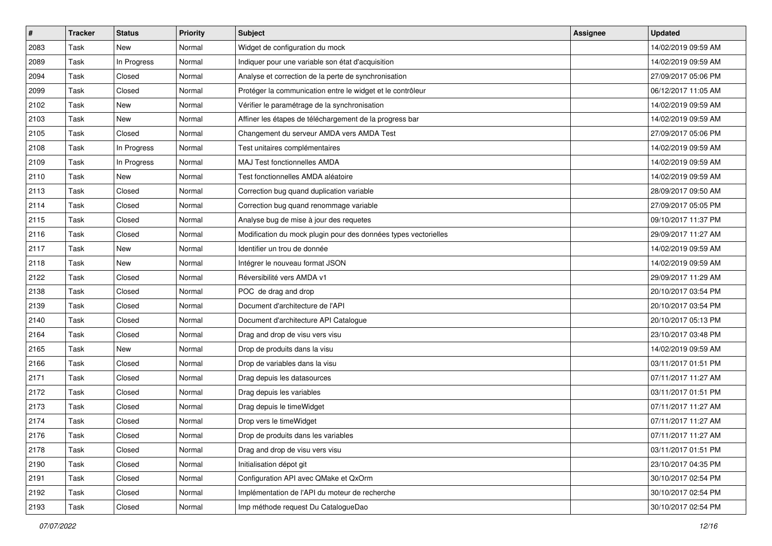| # | Tracker | Status | Priority | Subject | Assignee | Updated |
|---|---|---|---|---|---|---|
| 2083 | Task | New | Normal | Widget de configuration du mock | | 14/02/2019 09:59 AM |
| 2089 | Task | In Progress | Normal | Indiquer pour une variable son état d'acquisition | | 14/02/2019 09:59 AM |
| 2094 | Task | Closed | Normal | Analyse et correction de la perte de synchronisation | | 27/09/2017 05:06 PM |
| 2099 | Task | Closed | Normal | Protéger la communication entre le widget et le contrôleur | | 06/12/2017 11:05 AM |
| 2102 | Task | New | Normal | Vérifier le paramétrage de la synchronisation | | 14/02/2019 09:59 AM |
| 2103 | Task | New | Normal | Affiner les étapes de téléchargement de la progress bar | | 14/02/2019 09:59 AM |
| 2105 | Task | Closed | Normal | Changement du serveur AMDA vers AMDA Test | | 27/09/2017 05:06 PM |
| 2108 | Task | In Progress | Normal | Test unitaires complémentaires | | 14/02/2019 09:59 AM |
| 2109 | Task | In Progress | Normal | MAJ Test fonctionnelles AMDA | | 14/02/2019 09:59 AM |
| 2110 | Task | New | Normal | Test fonctionnelles AMDA aléatoire | | 14/02/2019 09:59 AM |
| 2113 | Task | Closed | Normal | Correction bug quand duplication variable | | 28/09/2017 09:50 AM |
| 2114 | Task | Closed | Normal | Correction bug quand renommage variable | | 27/09/2017 05:05 PM |
| 2115 | Task | Closed | Normal | Analyse bug de mise à jour des requetes | | 09/10/2017 11:37 PM |
| 2116 | Task | Closed | Normal | Modification du mock plugin pour des données types vectorielles | | 29/09/2017 11:27 AM |
| 2117 | Task | New | Normal | Identifier un trou de donnée | | 14/02/2019 09:59 AM |
| 2118 | Task | New | Normal | Intégrer le nouveau format JSON | | 14/02/2019 09:59 AM |
| 2122 | Task | Closed | Normal | Réversibilité vers AMDA v1 | | 29/09/2017 11:29 AM |
| 2138 | Task | Closed | Normal | POC de drag and drop | | 20/10/2017 03:54 PM |
| 2139 | Task | Closed | Normal | Document d'architecture de l'API | | 20/10/2017 03:54 PM |
| 2140 | Task | Closed | Normal | Document d'architecture API Catalogue | | 20/10/2017 05:13 PM |
| 2164 | Task | Closed | Normal | Drag and drop de visu vers visu | | 23/10/2017 03:48 PM |
| 2165 | Task | New | Normal | Drop de produits dans la visu | | 14/02/2019 09:59 AM |
| 2166 | Task | Closed | Normal | Drop de variables dans la visu | | 03/11/2017 01:51 PM |
| 2171 | Task | Closed | Normal | Drag depuis les datasources | | 07/11/2017 11:27 AM |
| 2172 | Task | Closed | Normal | Drag depuis les variables | | 03/11/2017 01:51 PM |
| 2173 | Task | Closed | Normal | Drag depuis le timeWidget | | 07/11/2017 11:27 AM |
| 2174 | Task | Closed | Normal | Drop vers le timeWidget | | 07/11/2017 11:27 AM |
| 2176 | Task | Closed | Normal | Drop de produits dans les variables | | 07/11/2017 11:27 AM |
| 2178 | Task | Closed | Normal | Drag and drop de visu vers visu | | 03/11/2017 01:51 PM |
| 2190 | Task | Closed | Normal | Initialisation dépot git | | 23/10/2017 04:35 PM |
| 2191 | Task | Closed | Normal | Configuration API avec QMake et QxOrm | | 30/10/2017 02:54 PM |
| 2192 | Task | Closed | Normal | Implémentation de l'API du moteur de recherche | | 30/10/2017 02:54 PM |
| 2193 | Task | Closed | Normal | Imp méthode request Du CatalogueDao | | 30/10/2017 02:54 PM |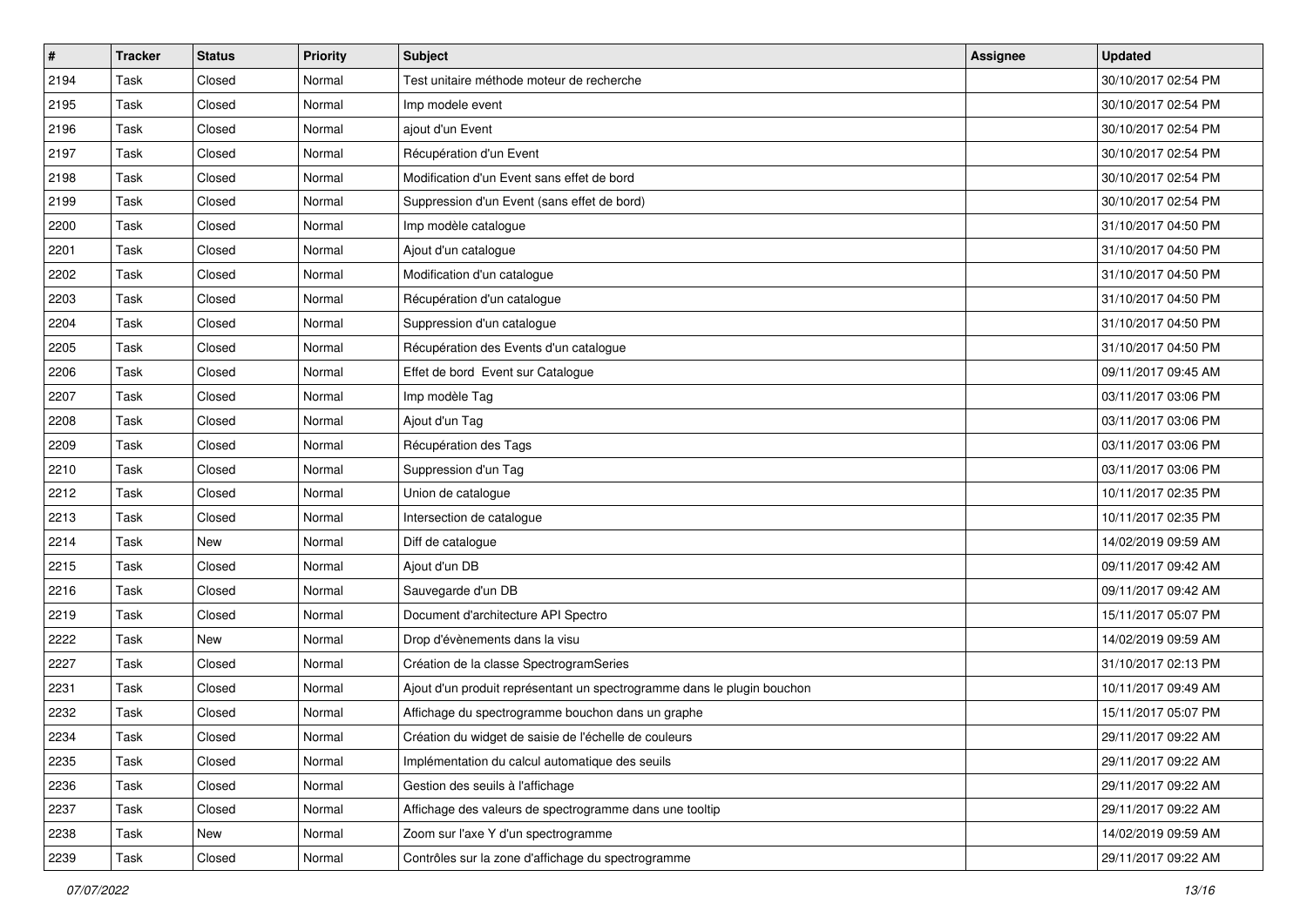| # | Tracker | Status | Priority | Subject | Assignee | Updated |
|---|---|---|---|---|---|---|
| 2194 | Task | Closed | Normal | Test unitaire méthode moteur de recherche | | 30/10/2017 02:54 PM |
| 2195 | Task | Closed | Normal | Imp modele event | | 30/10/2017 02:54 PM |
| 2196 | Task | Closed | Normal | ajout d'un Event | | 30/10/2017 02:54 PM |
| 2197 | Task | Closed | Normal | Récupération d'un Event | | 30/10/2017 02:54 PM |
| 2198 | Task | Closed | Normal | Modification d'un Event sans effet de bord | | 30/10/2017 02:54 PM |
| 2199 | Task | Closed | Normal | Suppression d'un Event (sans effet de bord) | | 30/10/2017 02:54 PM |
| 2200 | Task | Closed | Normal | Imp modèle catalogue | | 31/10/2017 04:50 PM |
| 2201 | Task | Closed | Normal | Ajout d'un catalogue | | 31/10/2017 04:50 PM |
| 2202 | Task | Closed | Normal | Modification d'un catalogue | | 31/10/2017 04:50 PM |
| 2203 | Task | Closed | Normal | Récupération d'un catalogue | | 31/10/2017 04:50 PM |
| 2204 | Task | Closed | Normal | Suppression d'un catalogue | | 31/10/2017 04:50 PM |
| 2205 | Task | Closed | Normal | Récupération des Events d'un catalogue | | 31/10/2017 04:50 PM |
| 2206 | Task | Closed | Normal | Effet de bord Event sur Catalogue | | 09/11/2017 09:45 AM |
| 2207 | Task | Closed | Normal | Imp modèle Tag | | 03/11/2017 03:06 PM |
| 2208 | Task | Closed | Normal | Ajout d'un Tag | | 03/11/2017 03:06 PM |
| 2209 | Task | Closed | Normal | Récupération des Tags | | 03/11/2017 03:06 PM |
| 2210 | Task | Closed | Normal | Suppression d'un Tag | | 03/11/2017 03:06 PM |
| 2212 | Task | Closed | Normal | Union de catalogue | | 10/11/2017 02:35 PM |
| 2213 | Task | Closed | Normal | Intersection de catalogue | | 10/11/2017 02:35 PM |
| 2214 | Task | New | Normal | Diff de catalogue | | 14/02/2019 09:59 AM |
| 2215 | Task | Closed | Normal | Ajout d'un DB | | 09/11/2017 09:42 AM |
| 2216 | Task | Closed | Normal | Sauvegarde d'un DB | | 09/11/2017 09:42 AM |
| 2219 | Task | Closed | Normal | Document d'architecture API Spectro | | 15/11/2017 05:07 PM |
| 2222 | Task | New | Normal | Drop d'évènements dans la visu | | 14/02/2019 09:59 AM |
| 2227 | Task | Closed | Normal | Création de la classe SpectrogramSeries | | 31/10/2017 02:13 PM |
| 2231 | Task | Closed | Normal | Ajout d'un produit représentant un spectrogramme dans le plugin bouchon | | 10/11/2017 09:49 AM |
| 2232 | Task | Closed | Normal | Affichage du spectrogramme bouchon dans un graphe | | 15/11/2017 05:07 PM |
| 2234 | Task | Closed | Normal | Création du widget de saisie de l'échelle de couleurs | | 29/11/2017 09:22 AM |
| 2235 | Task | Closed | Normal | Implémentation du calcul automatique des seuils | | 29/11/2017 09:22 AM |
| 2236 | Task | Closed | Normal | Gestion des seuils à l'affichage | | 29/11/2017 09:22 AM |
| 2237 | Task | Closed | Normal | Affichage des valeurs de spectrogramme dans une tooltip | | 29/11/2017 09:22 AM |
| 2238 | Task | New | Normal | Zoom sur l'axe Y d'un spectrogramme | | 14/02/2019 09:59 AM |
| 2239 | Task | Closed | Normal | Contrôles sur la zone d'affichage du spectrogramme | | 29/11/2017 09:22 AM |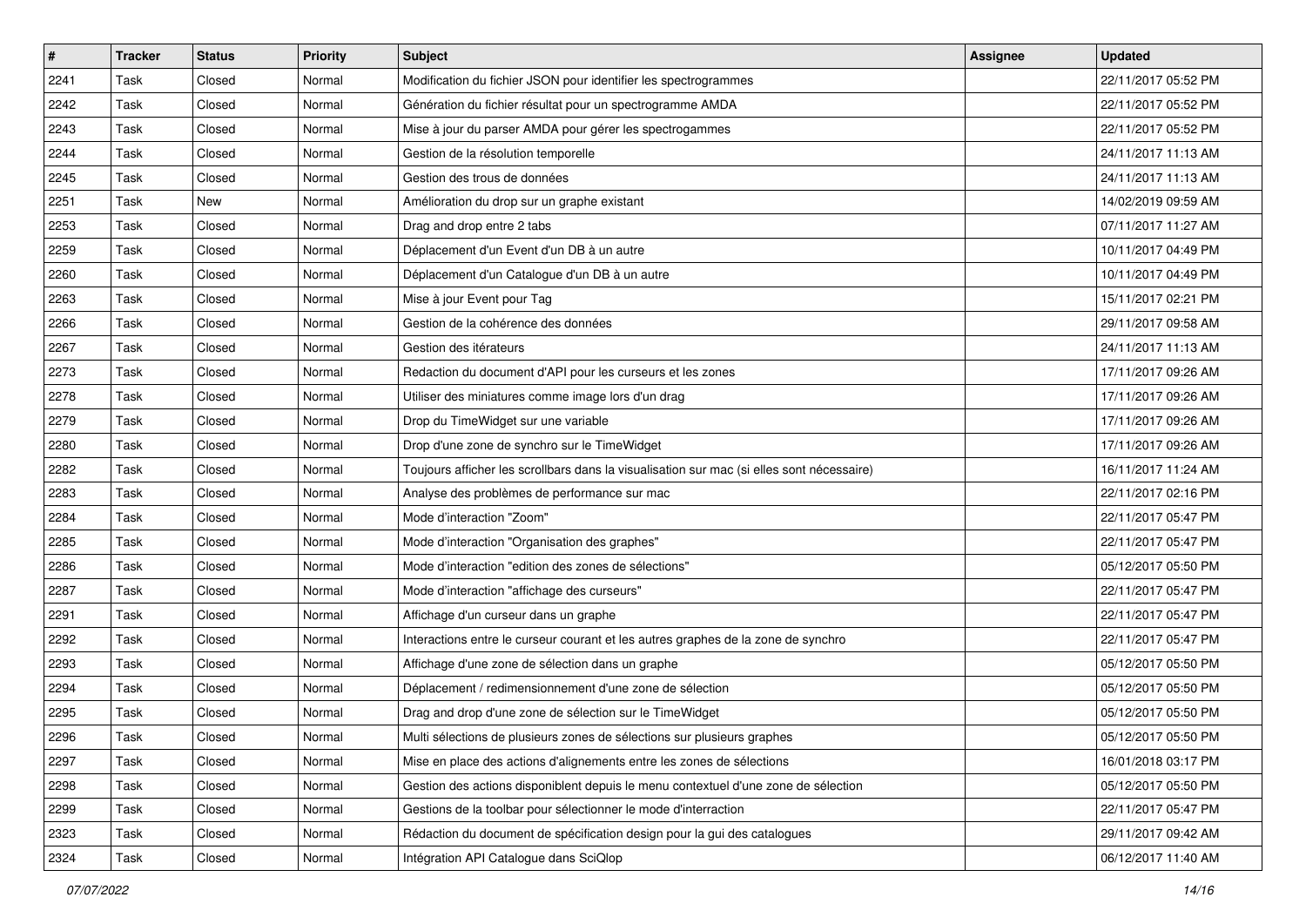| # | Tracker | Status | Priority | Subject | Assignee | Updated |
|---|---|---|---|---|---|---|
| 2241 | Task | Closed | Normal | Modification du fichier JSON pour identifier les spectrogrammes | | 22/11/2017 05:52 PM |
| 2242 | Task | Closed | Normal | Génération du fichier résultat pour un spectrogramme AMDA | | 22/11/2017 05:52 PM |
| 2243 | Task | Closed | Normal | Mise à jour du parser AMDA pour gérer les spectrogammes | | 22/11/2017 05:52 PM |
| 2244 | Task | Closed | Normal | Gestion de la résolution temporelle | | 24/11/2017 11:13 AM |
| 2245 | Task | Closed | Normal | Gestion des trous de données | | 24/11/2017 11:13 AM |
| 2251 | Task | New | Normal | Amélioration du drop sur un graphe existant | | 14/02/2019 09:59 AM |
| 2253 | Task | Closed | Normal | Drag and drop entre 2 tabs | | 07/11/2017 11:27 AM |
| 2259 | Task | Closed | Normal | Déplacement d'un Event d'un DB à un autre | | 10/11/2017 04:49 PM |
| 2260 | Task | Closed | Normal | Déplacement d'un Catalogue d'un DB à un autre | | 10/11/2017 04:49 PM |
| 2263 | Task | Closed | Normal | Mise à jour Event pour Tag | | 15/11/2017 02:21 PM |
| 2266 | Task | Closed | Normal | Gestion de la cohérence des données | | 29/11/2017 09:58 AM |
| 2267 | Task | Closed | Normal | Gestion des itérateurs | | 24/11/2017 11:13 AM |
| 2273 | Task | Closed | Normal | Redaction du document d'API pour les curseurs et les zones | | 17/11/2017 09:26 AM |
| 2278 | Task | Closed | Normal | Utiliser des miniatures comme image lors d'un drag | | 17/11/2017 09:26 AM |
| 2279 | Task | Closed | Normal | Drop du TimeWidget sur une variable | | 17/11/2017 09:26 AM |
| 2280 | Task | Closed | Normal | Drop d'une zone de synchro sur le TimeWidget | | 17/11/2017 09:26 AM |
| 2282 | Task | Closed | Normal | Toujours afficher les scrollbars dans la visualisation sur mac (si elles sont nécessaire) | | 16/11/2017 11:24 AM |
| 2283 | Task | Closed | Normal | Analyse des problèmes de performance sur mac | | 22/11/2017 02:16 PM |
| 2284 | Task | Closed | Normal | Mode d'interaction "Zoom" | | 22/11/2017 05:47 PM |
| 2285 | Task | Closed | Normal | Mode d'interaction "Organisation des graphes" | | 22/11/2017 05:47 PM |
| 2286 | Task | Closed | Normal | Mode d'interaction "edition des zones de sélections" | | 05/12/2017 05:50 PM |
| 2287 | Task | Closed | Normal | Mode d'interaction "affichage des curseurs" | | 22/11/2017 05:47 PM |
| 2291 | Task | Closed | Normal | Affichage d'un curseur dans un graphe | | 22/11/2017 05:47 PM |
| 2292 | Task | Closed | Normal | Interactions entre le curseur courant et les autres graphes de la zone de synchro | | 22/11/2017 05:47 PM |
| 2293 | Task | Closed | Normal | Affichage d'une zone de sélection dans un graphe | | 05/12/2017 05:50 PM |
| 2294 | Task | Closed | Normal | Déplacement / redimensionnement d'une zone de sélection | | 05/12/2017 05:50 PM |
| 2295 | Task | Closed | Normal | Drag and drop d'une zone de sélection sur le TimeWidget | | 05/12/2017 05:50 PM |
| 2296 | Task | Closed | Normal | Multi sélections de plusieurs zones de sélections sur plusieurs graphes | | 05/12/2017 05:50 PM |
| 2297 | Task | Closed | Normal | Mise en place des actions d'alignements entre les zones de sélections | | 16/01/2018 03:17 PM |
| 2298 | Task | Closed | Normal | Gestion des actions disponiblent depuis le menu contextuel d'une zone de sélection | | 05/12/2017 05:50 PM |
| 2299 | Task | Closed | Normal | Gestions de la toolbar pour sélectionner le mode d'interraction | | 22/11/2017 05:47 PM |
| 2323 | Task | Closed | Normal | Rédaction du document de spécification design pour la gui des catalogues | | 29/11/2017 09:42 AM |
| 2324 | Task | Closed | Normal | Intégration API Catalogue dans SciQlop | | 06/12/2017 11:40 AM |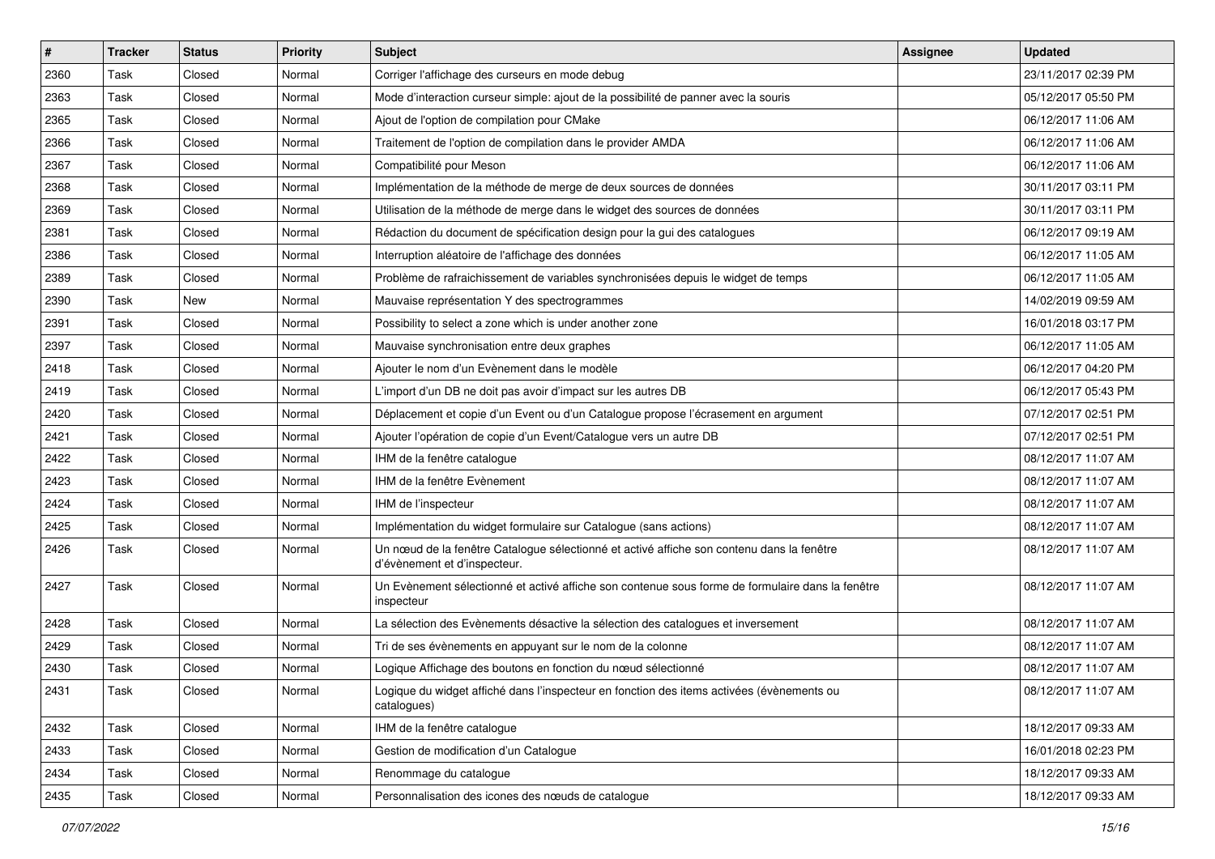| # | Tracker | Status | Priority | Subject | Assignee | Updated |
|---|---|---|---|---|---|---|
| 2360 | Task | Closed | Normal | Corriger l'affichage des curseurs en mode debug | | 23/11/2017 02:39 PM |
| 2363 | Task | Closed | Normal | Mode d'interaction curseur simple: ajout de la possibilité de panner avec la souris | | 05/12/2017 05:50 PM |
| 2365 | Task | Closed | Normal | Ajout de l'option de compilation pour CMake | | 06/12/2017 11:06 AM |
| 2366 | Task | Closed | Normal | Traitement de l'option de compilation dans le provider AMDA | | 06/12/2017 11:06 AM |
| 2367 | Task | Closed | Normal | Compatibilité pour Meson | | 06/12/2017 11:06 AM |
| 2368 | Task | Closed | Normal | Implémentation de la méthode de merge de deux sources de données | | 30/11/2017 03:11 PM |
| 2369 | Task | Closed | Normal | Utilisation de la méthode de merge dans le widget des sources de données | | 30/11/2017 03:11 PM |
| 2381 | Task | Closed | Normal | Rédaction du document de spécification design pour la gui des catalogues | | 06/12/2017 09:19 AM |
| 2386 | Task | Closed | Normal | Interruption aléatoire de l'affichage des données | | 06/12/2017 11:05 AM |
| 2389 | Task | Closed | Normal | Problème de rafraichissement de variables synchronisées depuis le widget de temps | | 06/12/2017 11:05 AM |
| 2390 | Task | New | Normal | Mauvaise représentation Y des spectrogrammes | | 14/02/2019 09:59 AM |
| 2391 | Task | Closed | Normal | Possibility to select a zone which is under another zone | | 16/01/2018 03:17 PM |
| 2397 | Task | Closed | Normal | Mauvaise synchronisation entre deux graphes | | 06/12/2017 11:05 AM |
| 2418 | Task | Closed | Normal | Ajouter le nom d'un Evènement dans le modèle | | 06/12/2017 04:20 PM |
| 2419 | Task | Closed | Normal | L'import d'un DB ne doit pas avoir d'impact sur les autres DB | | 06/12/2017 05:43 PM |
| 2420 | Task | Closed | Normal | Déplacement et copie d'un Event ou d'un Catalogue propose l'écrasement en argument | | 07/12/2017 02:51 PM |
| 2421 | Task | Closed | Normal | Ajouter l'opération de copie d'un Event/Catalogue vers un autre DB | | 07/12/2017 02:51 PM |
| 2422 | Task | Closed | Normal | IHM de la fenêtre catalogue | | 08/12/2017 11:07 AM |
| 2423 | Task | Closed | Normal | IHM de la fenêtre Evènement | | 08/12/2017 11:07 AM |
| 2424 | Task | Closed | Normal | IHM de l'inspecteur | | 08/12/2017 11:07 AM |
| 2425 | Task | Closed | Normal | Implémentation du widget formulaire sur Catalogue (sans actions) | | 08/12/2017 11:07 AM |
| 2426 | Task | Closed | Normal | Un nœud de la fenêtre Catalogue sélectionné et activé affiche son contenu dans la fenêtre d'évènement et d'inspecteur. | | 08/12/2017 11:07 AM |
| 2427 | Task | Closed | Normal | Un Evènement sélectionné et activé affiche son contenue sous forme de formulaire dans la fenêtre inspecteur | | 08/12/2017 11:07 AM |
| 2428 | Task | Closed | Normal | La sélection des Evènements désactive la sélection des catalogues et inversement | | 08/12/2017 11:07 AM |
| 2429 | Task | Closed | Normal | Tri de ses évènements en appuyant sur le nom de la colonne | | 08/12/2017 11:07 AM |
| 2430 | Task | Closed | Normal | Logique Affichage des boutons en fonction du nœud sélectionné | | 08/12/2017 11:07 AM |
| 2431 | Task | Closed | Normal | Logique du widget affiché dans l'inspecteur en fonction des items activées (évènements ou catalogues) | | 08/12/2017 11:07 AM |
| 2432 | Task | Closed | Normal | IHM de la fenêtre catalogue | | 18/12/2017 09:33 AM |
| 2433 | Task | Closed | Normal | Gestion de modification d'un Catalogue | | 16/01/2018 02:23 PM |
| 2434 | Task | Closed | Normal | Renommage du catalogue | | 18/12/2017 09:33 AM |
| 2435 | Task | Closed | Normal | Personnalisation des icones des nœuds de catalogue | | 18/12/2017 09:33 AM |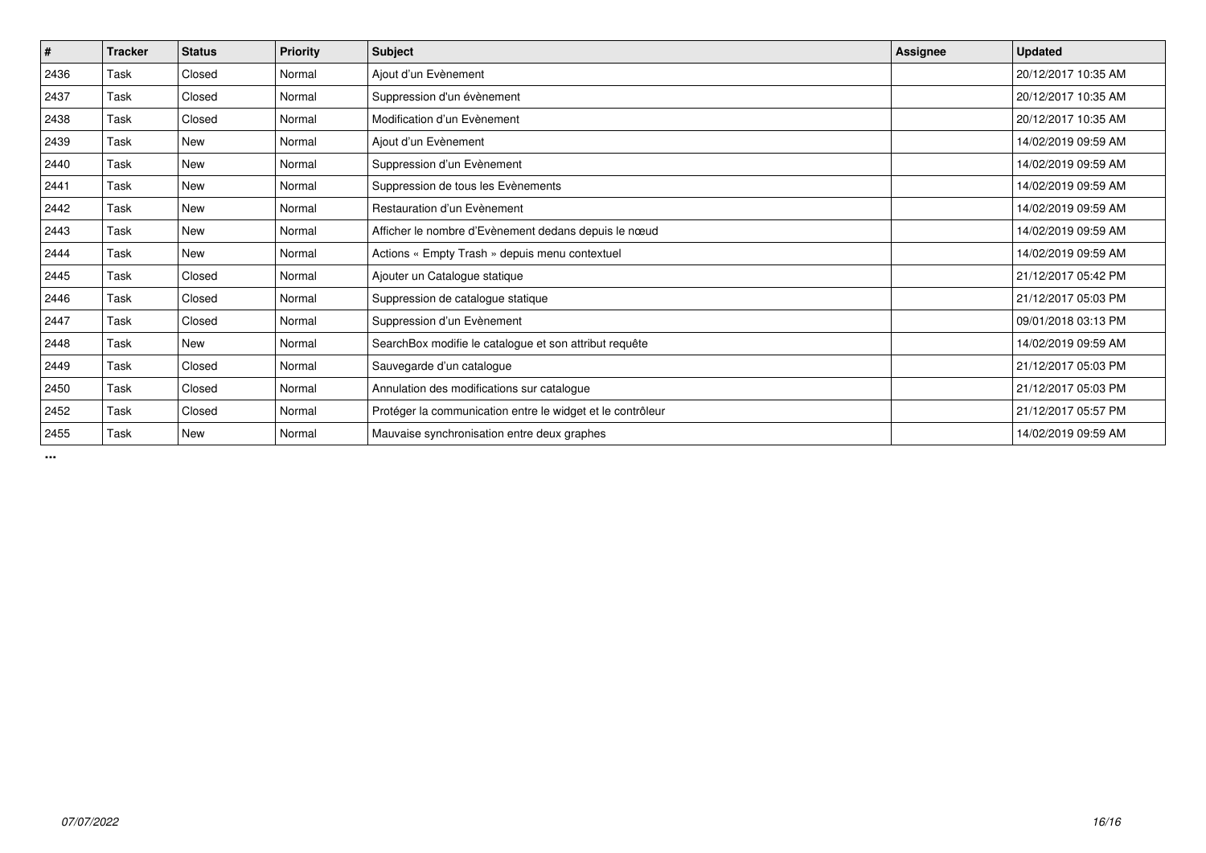| # | Tracker | Status | Priority | Subject | Assignee | Updated |
| --- | --- | --- | --- | --- | --- | --- |
| 2436 | Task | Closed | Normal | Ajout d'un Evènement | | 20/12/2017 10:35 AM |
| 2437 | Task | Closed | Normal | Suppression d'un évènement | | 20/12/2017 10:35 AM |
| 2438 | Task | Closed | Normal | Modification d'un Evènement | | 20/12/2017 10:35 AM |
| 2439 | Task | New | Normal | Ajout d'un Evènement | | 14/02/2019 09:59 AM |
| 2440 | Task | New | Normal | Suppression d'un Evènement | | 14/02/2019 09:59 AM |
| 2441 | Task | New | Normal | Suppression de tous les Evènements | | 14/02/2019 09:59 AM |
| 2442 | Task | New | Normal | Restauration d'un Evènement | | 14/02/2019 09:59 AM |
| 2443 | Task | New | Normal | Afficher le nombre d'Evènement dedans depuis le nœud | | 14/02/2019 09:59 AM |
| 2444 | Task | New | Normal | Actions « Empty Trash » depuis menu contextuel | | 14/02/2019 09:59 AM |
| 2445 | Task | Closed | Normal | Ajouter un Catalogue statique | | 21/12/2017 05:42 PM |
| 2446 | Task | Closed | Normal | Suppression de catalogue statique | | 21/12/2017 05:03 PM |
| 2447 | Task | Closed | Normal | Suppression d'un Evènement | | 09/01/2018 03:13 PM |
| 2448 | Task | New | Normal | SearchBox modifie le catalogue et son attribut requête | | 14/02/2019 09:59 AM |
| 2449 | Task | Closed | Normal | Sauvegarde d'un catalogue | | 21/12/2017 05:03 PM |
| 2450 | Task | Closed | Normal | Annulation des modifications sur catalogue | | 21/12/2017 05:03 PM |
| 2452 | Task | Closed | Normal | Protéger la communication entre le widget et le contrôleur | | 21/12/2017 05:57 PM |
| 2455 | Task | New | Normal | Mauvaise synchronisation entre deux graphes | | 14/02/2019 09:59 AM |

...